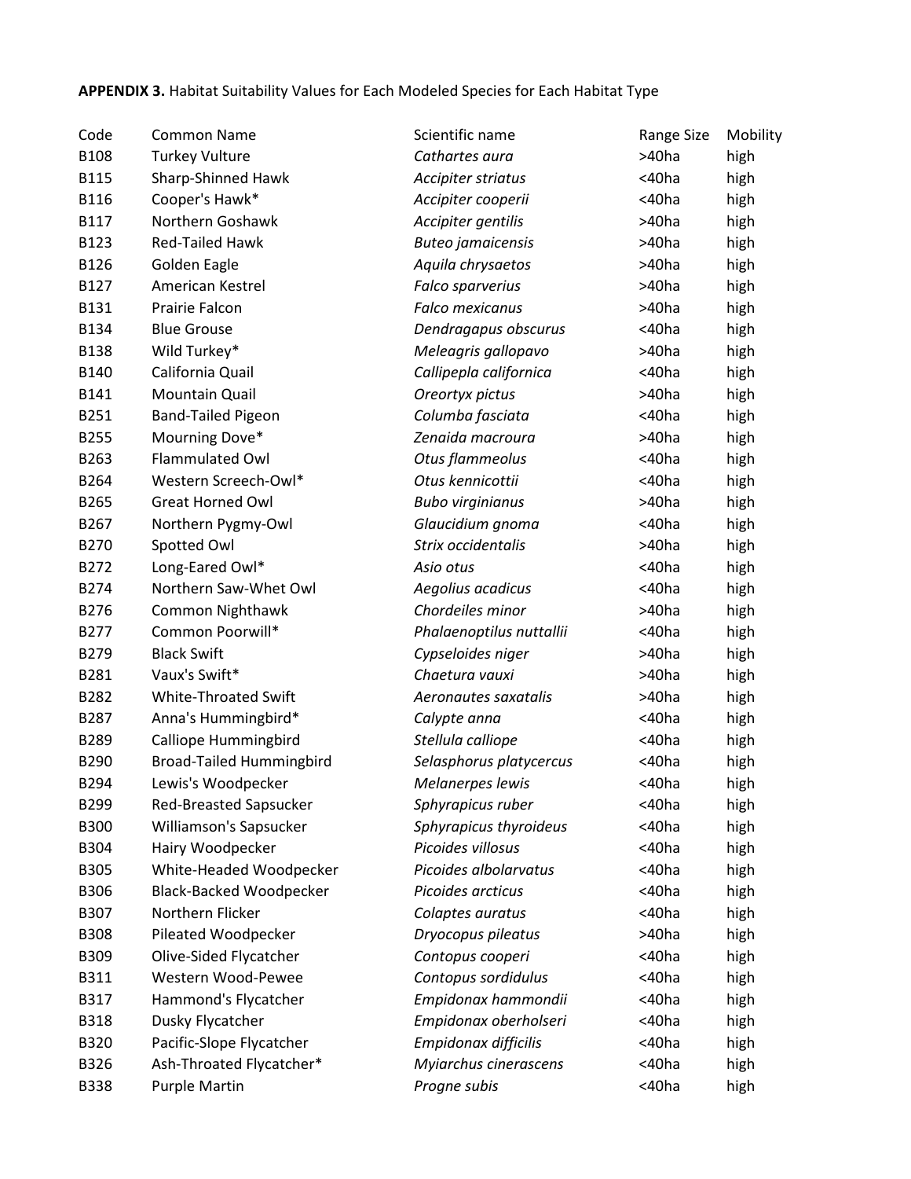**APPENDIX 3.** Habitat Suitability Values for Each Modeled Species for Each Habitat Type

| Code | Common Name | Scientific name | Range Size | Mobility |
|---|---|---|---|---|
| B108 | Turkey Vulture | *Cathartes aura* | >40ha | high |
| B115 | Sharp-Shinned Hawk | *Accipiter striatus* | <40ha | high |
| B116 | Cooper's Hawk* | *Accipiter cooperii* | <40ha | high |
| B117 | Northern Goshawk | *Accipiter gentilis* | >40ha | high |
| B123 | Red-Tailed Hawk | *Buteo jamaicensis* | >40ha | high |
| B126 | Golden Eagle | *Aquila chrysaetos* | >40ha | high |
| B127 | American Kestrel | *Falco sparverius* | >40ha | high |
| B131 | Prairie Falcon | *Falco mexicanus* | >40ha | high |
| B134 | Blue Grouse | *Dendragapus obscurus* | <40ha | high |
| B138 | Wild Turkey* | *Meleagris gallopavo* | >40ha | high |
| B140 | California Quail | *Callipepla californica* | <40ha | high |
| B141 | Mountain Quail | *Oreortyx pictus* | >40ha | high |
| B251 | Band-Tailed Pigeon | *Columba fasciata* | <40ha | high |
| B255 | Mourning Dove* | *Zenaida macroura* | >40ha | high |
| B263 | Flammulated Owl | *Otus flammeolus* | <40ha | high |
| B264 | Western Screech-Owl* | *Otus kennicottii* | <40ha | high |
| B265 | Great Horned Owl | *Bubo virginianus* | >40ha | high |
| B267 | Northern Pygmy-Owl | *Glaucidium gnoma* | <40ha | high |
| B270 | Spotted Owl | *Strix occidentalis* | >40ha | high |
| B272 | Long-Eared Owl* | *Asio otus* | <40ha | high |
| B274 | Northern Saw-Whet Owl | *Aegolius acadicus* | <40ha | high |
| B276 | Common Nighthawk | *Chordeiles minor* | >40ha | high |
| B277 | Common Poorwill* | *Phalaenoptilus nuttallii* | <40ha | high |
| B279 | Black Swift | *Cypseloides niger* | >40ha | high |
| B281 | Vaux's Swift* | *Chaetura vauxi* | >40ha | high |
| B282 | White-Throated Swift | *Aeronautes saxatalis* | >40ha | high |
| B287 | Anna's Hummingbird* | *Calypte anna* | <40ha | high |
| B289 | Calliope Hummingbird | *Stellula calliope* | <40ha | high |
| B290 | Broad-Tailed Hummingbird | *Selasphorus platycercus* | <40ha | high |
| B294 | Lewis's Woodpecker | *Melanerpes lewis* | <40ha | high |
| B299 | Red-Breasted Sapsucker | *Sphyrapicus ruber* | <40ha | high |
| B300 | Williamson's Sapsucker | *Sphyrapicus thyroideus* | <40ha | high |
| B304 | Hairy Woodpecker | *Picoides villosus* | <40ha | high |
| B305 | White-Headed Woodpecker | *Picoides albolarvatus* | <40ha | high |
| B306 | Black-Backed Woodpecker | *Picoides arcticus* | <40ha | high |
| B307 | Northern Flicker | *Colaptes auratus* | <40ha | high |
| B308 | Pileated Woodpecker | *Dryocopus pileatus* | >40ha | high |
| B309 | Olive-Sided Flycatcher | *Contopus cooperi* | <40ha | high |
| B311 | Western Wood-Pewee | *Contopus sordidulus* | <40ha | high |
| B317 | Hammond's Flycatcher | *Empidonax hammondii* | <40ha | high |
| B318 | Dusky Flycatcher | *Empidonax oberholseri* | <40ha | high |
| B320 | Pacific-Slope Flycatcher | *Empidonax difficilis* | <40ha | high |
| B326 | Ash-Throated Flycatcher* | *Myiarchus cinerascens* | <40ha | high |
| B338 | Purple Martin | *Progne subis* | <40ha | high |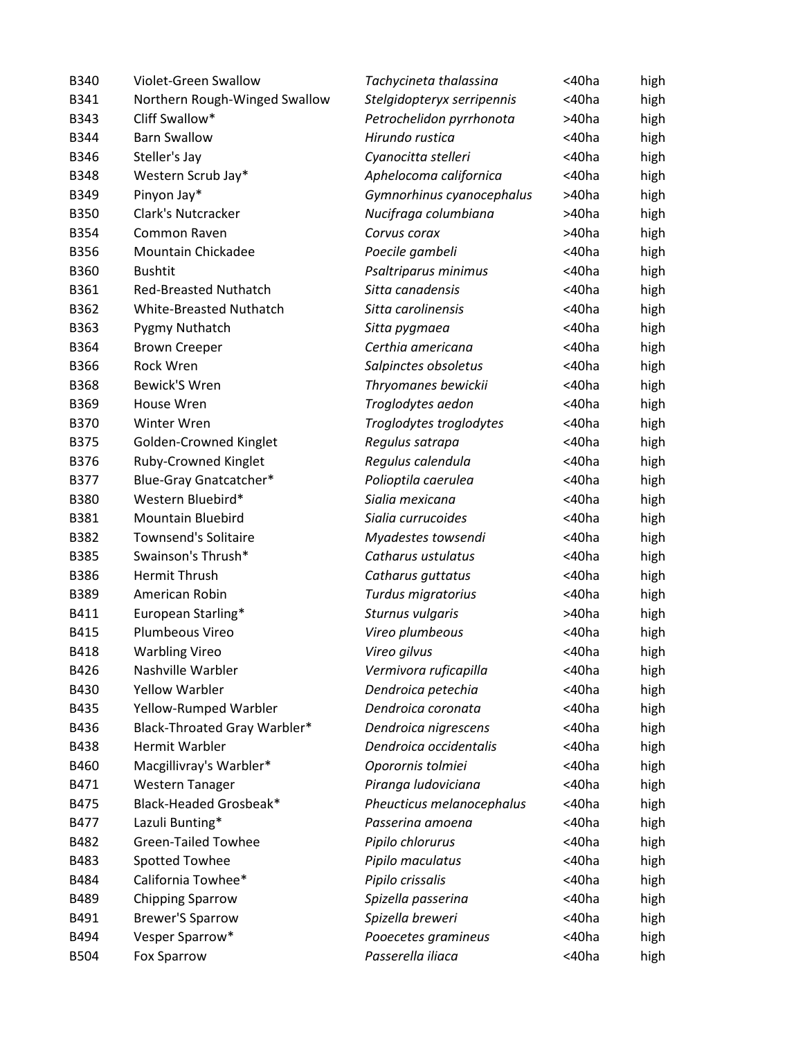| | | | | |
|---|---|---|---|---|
| B340 | Violet-Green Swallow | *Tachycineta thalassina* | <40ha | high |
| B341 | Northern Rough-Winged Swallow | *Stelgidopteryx serripennis* | <40ha | high |
| B343 | Cliff Swallow* | *Petrochelidon pyrrhonota* | >40ha | high |
| B344 | Barn Swallow | *Hirundo rustica* | <40ha | high |
| B346 | Steller's Jay | *Cyanocitta stelleri* | <40ha | high |
| B348 | Western Scrub Jay* | *Aphelocoma californica* | <40ha | high |
| B349 | Pinyon Jay* | *Gymnorhinus cyanocephalus* | >40ha | high |
| B350 | Clark's Nutcracker | *Nucifraga columbiana* | >40ha | high |
| B354 | Common Raven | *Corvus corax* | >40ha | high |
| B356 | Mountain Chickadee | *Poecile gambeli* | <40ha | high |
| B360 | Bushtit | *Psaltriparus minimus* | <40ha | high |
| B361 | Red-Breasted Nuthatch | *Sitta canadensis* | <40ha | high |
| B362 | White-Breasted Nuthatch | *Sitta carolinensis* | <40ha | high |
| B363 | Pygmy Nuthatch | *Sitta pygmaea* | <40ha | high |
| B364 | Brown Creeper | *Certhia americana* | <40ha | high |
| B366 | Rock Wren | *Salpinctes obsoletus* | <40ha | high |
| B368 | Bewick'S Wren | *Thryomanes bewickii* | <40ha | high |
| B369 | House Wren | *Troglodytes aedon* | <40ha | high |
| B370 | Winter Wren | *Troglodytes troglodytes* | <40ha | high |
| B375 | Golden-Crowned Kinglet | *Regulus satrapa* | <40ha | high |
| B376 | Ruby-Crowned Kinglet | *Regulus calendula* | <40ha | high |
| B377 | Blue-Gray Gnatcatcher* | *Polioptila caerulea* | <40ha | high |
| B380 | Western Bluebird* | *Sialia mexicana* | <40ha | high |
| B381 | Mountain Bluebird | *Sialia currucoides* | <40ha | high |
| B382 | Townsend's Solitaire | *Myadestes towsendi* | <40ha | high |
| B385 | Swainson's Thrush* | *Catharus ustulatus* | <40ha | high |
| B386 | Hermit Thrush | *Catharus guttatus* | <40ha | high |
| B389 | American Robin | *Turdus migratorius* | <40ha | high |
| B411 | European Starling* | *Sturnus vulgaris* | >40ha | high |
| B415 | Plumbeous Vireo | *Vireo plumbeous* | <40ha | high |
| B418 | Warbling Vireo | *Vireo gilvus* | <40ha | high |
| B426 | Nashville Warbler | *Vermivora ruficapilla* | <40ha | high |
| B430 | Yellow Warbler | *Dendroica petechia* | <40ha | high |
| B435 | Yellow-Rumped Warbler | *Dendroica coronata* | <40ha | high |
| B436 | Black-Throated Gray Warbler* | *Dendroica nigrescens* | <40ha | high |
| B438 | Hermit Warbler | *Dendroica occidentalis* | <40ha | high |
| B460 | Macgillivray's Warbler* | *Oporornis tolmiei* | <40ha | high |
| B471 | Western Tanager | *Piranga ludoviciana* | <40ha | high |
| B475 | Black-Headed Grosbeak* | *Pheucticus melanocephalus* | <40ha | high |
| B477 | Lazuli Bunting* | *Passerina amoena* | <40ha | high |
| B482 | Green-Tailed Towhee | *Pipilo chlorurus* | <40ha | high |
| B483 | Spotted Towhee | *Pipilo maculatus* | <40ha | high |
| B484 | California Towhee* | *Pipilo crissalis* | <40ha | high |
| B489 | Chipping Sparrow | *Spizella passerina* | <40ha | high |
| B491 | Brewer'S Sparrow | *Spizella breweri* | <40ha | high |
| B494 | Vesper Sparrow* | *Pooecetes gramineus* | <40ha | high |
| B504 | Fox Sparrow | *Passerella iliaca* | <40ha | high |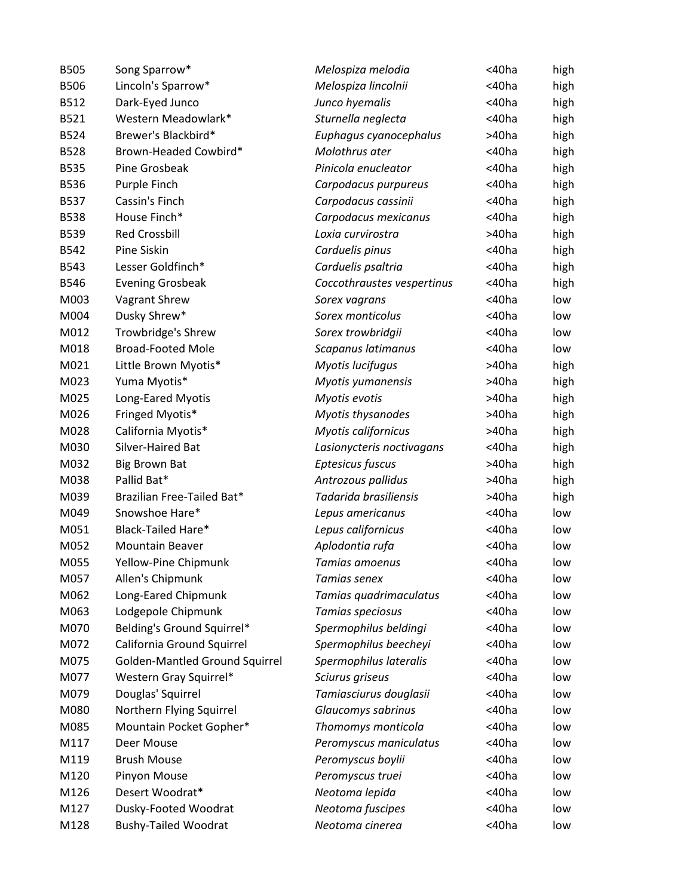| | | | | |
|---|---|---|---|---|
| B505 | Song Sparrow* | *Melospiza melodia* | <40ha | high |
| B506 | Lincoln's Sparrow* | *Melospiza lincolnii* | <40ha | high |
| B512 | Dark-Eyed Junco | *Junco hyemalis* | <40ha | high |
| B521 | Western Meadowlark* | *Sturnella neglecta* | <40ha | high |
| B524 | Brewer's Blackbird* | *Euphagus cyanocephalus* | >40ha | high |
| B528 | Brown-Headed Cowbird* | *Molothrus ater* | <40ha | high |
| B535 | Pine Grosbeak | *Pinicola enucleator* | <40ha | high |
| B536 | Purple Finch | *Carpodacus purpureus* | <40ha | high |
| B537 | Cassin's Finch | *Carpodacus cassinii* | <40ha | high |
| B538 | House Finch* | *Carpodacus mexicanus* | <40ha | high |
| B539 | Red Crossbill | *Loxia curvirostra* | >40ha | high |
| B542 | Pine Siskin | *Carduelis pinus* | <40ha | high |
| B543 | Lesser Goldfinch* | *Carduelis psaltria* | <40ha | high |
| B546 | Evening Grosbeak | *Coccothraustes vespertinus* | <40ha | high |
| M003 | Vagrant Shrew | *Sorex vagrans* | <40ha | low |
| M004 | Dusky Shrew* | *Sorex monticolus* | <40ha | low |
| M012 | Trowbridge's Shrew | *Sorex trowbridgii* | <40ha | low |
| M018 | Broad-Footed Mole | *Scapanus latimanus* | <40ha | low |
| M021 | Little Brown Myotis* | *Myotis lucifugus* | >40ha | high |
| M023 | Yuma Myotis* | *Myotis yumanensis* | >40ha | high |
| M025 | Long-Eared Myotis | *Myotis evotis* | >40ha | high |
| M026 | Fringed Myotis* | *Myotis thysanodes* | >40ha | high |
| M028 | California Myotis* | *Myotis californicus* | >40ha | high |
| M030 | Silver-Haired Bat | *Lasionycteris noctivagans* | <40ha | high |
| M032 | Big Brown Bat | *Eptesicus fuscus* | >40ha | high |
| M038 | Pallid Bat* | *Antrozous pallidus* | >40ha | high |
| M039 | Brazilian Free-Tailed Bat* | *Tadarida brasiliensis* | >40ha | high |
| M049 | Snowshoe Hare* | *Lepus americanus* | <40ha | low |
| M051 | Black-Tailed Hare* | *Lepus californicus* | <40ha | low |
| M052 | Mountain Beaver | *Aplodontia rufa* | <40ha | low |
| M055 | Yellow-Pine Chipmunk | *Tamias amoenus* | <40ha | low |
| M057 | Allen's Chipmunk | *Tamias senex* | <40ha | low |
| M062 | Long-Eared Chipmunk | *Tamias quadrimaculatus* | <40ha | low |
| M063 | Lodgepole Chipmunk | *Tamias speciosus* | <40ha | low |
| M070 | Belding's Ground Squirrel* | *Spermophilus beldingi* | <40ha | low |
| M072 | California Ground Squirrel | *Spermophilus beecheyi* | <40ha | low |
| M075 | Golden-Mantled Ground Squirrel | *Spermophilus lateralis* | <40ha | low |
| M077 | Western Gray Squirrel* | *Sciurus griseus* | <40ha | low |
| M079 | Douglas' Squirrel | *Tamiasciurus douglasii* | <40ha | low |
| M080 | Northern Flying Squirrel | *Glaucomys sabrinus* | <40ha | low |
| M085 | Mountain Pocket Gopher* | *Thomomys monticola* | <40ha | low |
| M117 | Deer Mouse | *Peromyscus maniculatus* | <40ha | low |
| M119 | Brush Mouse | *Peromyscus boylii* | <40ha | low |
| M120 | Pinyon Mouse | *Peromyscus truei* | <40ha | low |
| M126 | Desert Woodrat* | *Neotoma lepida* | <40ha | low |
| M127 | Dusky-Footed Woodrat | *Neotoma fuscipes* | <40ha | low |
| M128 | Bushy-Tailed Woodrat | *Neotoma cinerea* | <40ha | low |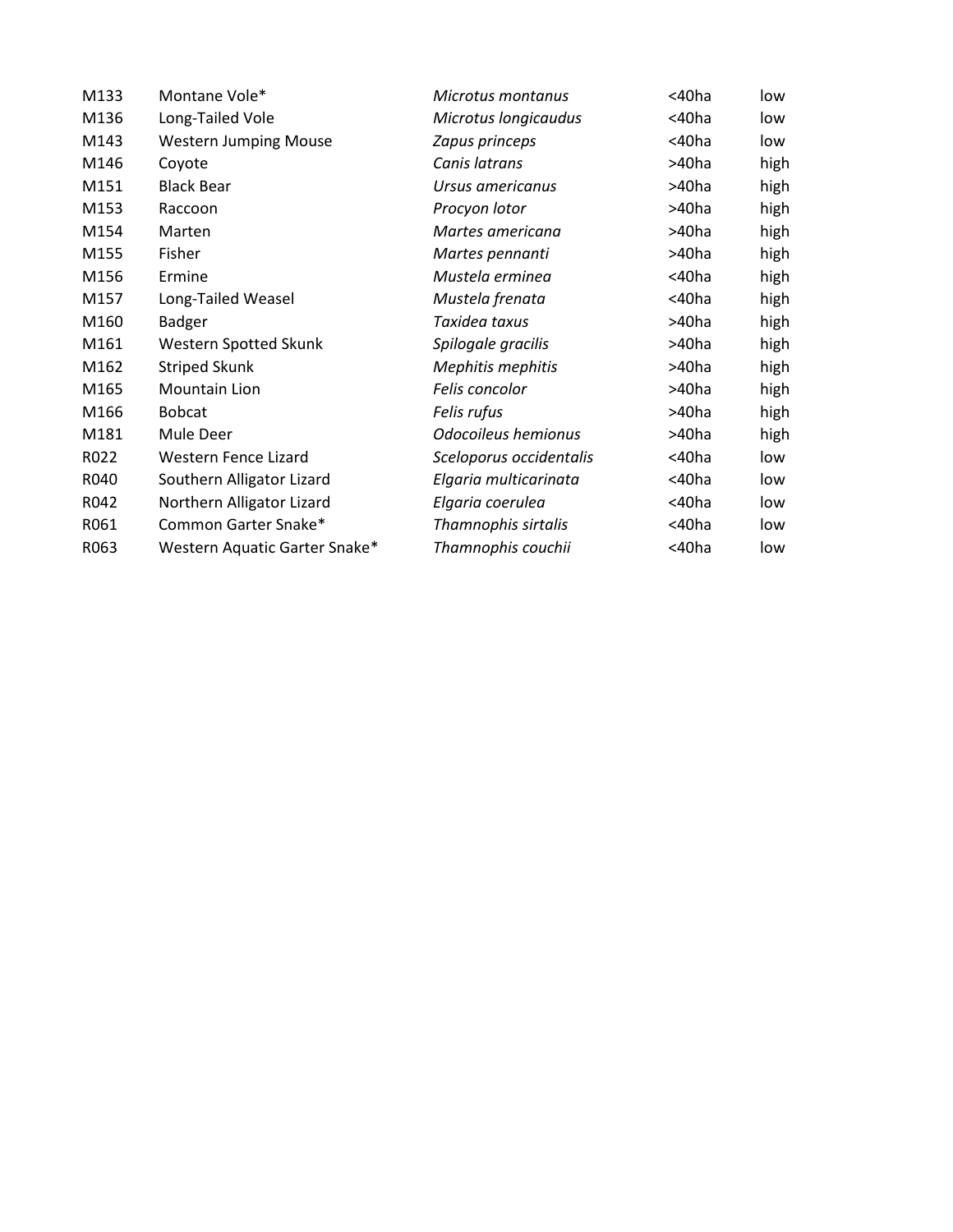| | | | | |
|---|---|---|---|---|
| M133 | Montane Vole* | *Microtus montanus* | <40ha | low |
| M136 | Long-Tailed Vole | *Microtus longicaudus* | <40ha | low |
| M143 | Western Jumping Mouse | *Zapus princeps* | <40ha | low |
| M146 | Coyote | *Canis latrans* | >40ha | high |
| M151 | Black Bear | *Ursus americanus* | >40ha | high |
| M153 | Raccoon | *Procyon lotor* | >40ha | high |
| M154 | Marten | *Martes americana* | >40ha | high |
| M155 | Fisher | *Martes pennanti* | >40ha | high |
| M156 | Ermine | *Mustela erminea* | <40ha | high |
| M157 | Long-Tailed Weasel | *Mustela frenata* | <40ha | high |
| M160 | Badger | *Taxidea taxus* | >40ha | high |
| M161 | Western Spotted Skunk | *Spilogale gracilis* | >40ha | high |
| M162 | Striped Skunk | *Mephitis mephitis* | >40ha | high |
| M165 | Mountain Lion | *Felis concolor* | >40ha | high |
| M166 | Bobcat | *Felis rufus* | >40ha | high |
| M181 | Mule Deer | *Odocoileus hemionus* | >40ha | high |
| R022 | Western Fence Lizard | *Sceloporus occidentalis* | <40ha | low |
| R040 | Southern Alligator Lizard | *Elgaria multicarinata* | <40ha | low |
| R042 | Northern Alligator Lizard | *Elgaria coerulea* | <40ha | low |
| R061 | Common Garter Snake* | *Thamnophis sirtalis* | <40ha | low |
| R063 | Western Aquatic Garter Snake* | *Thamnophis couchii* | <40ha | low |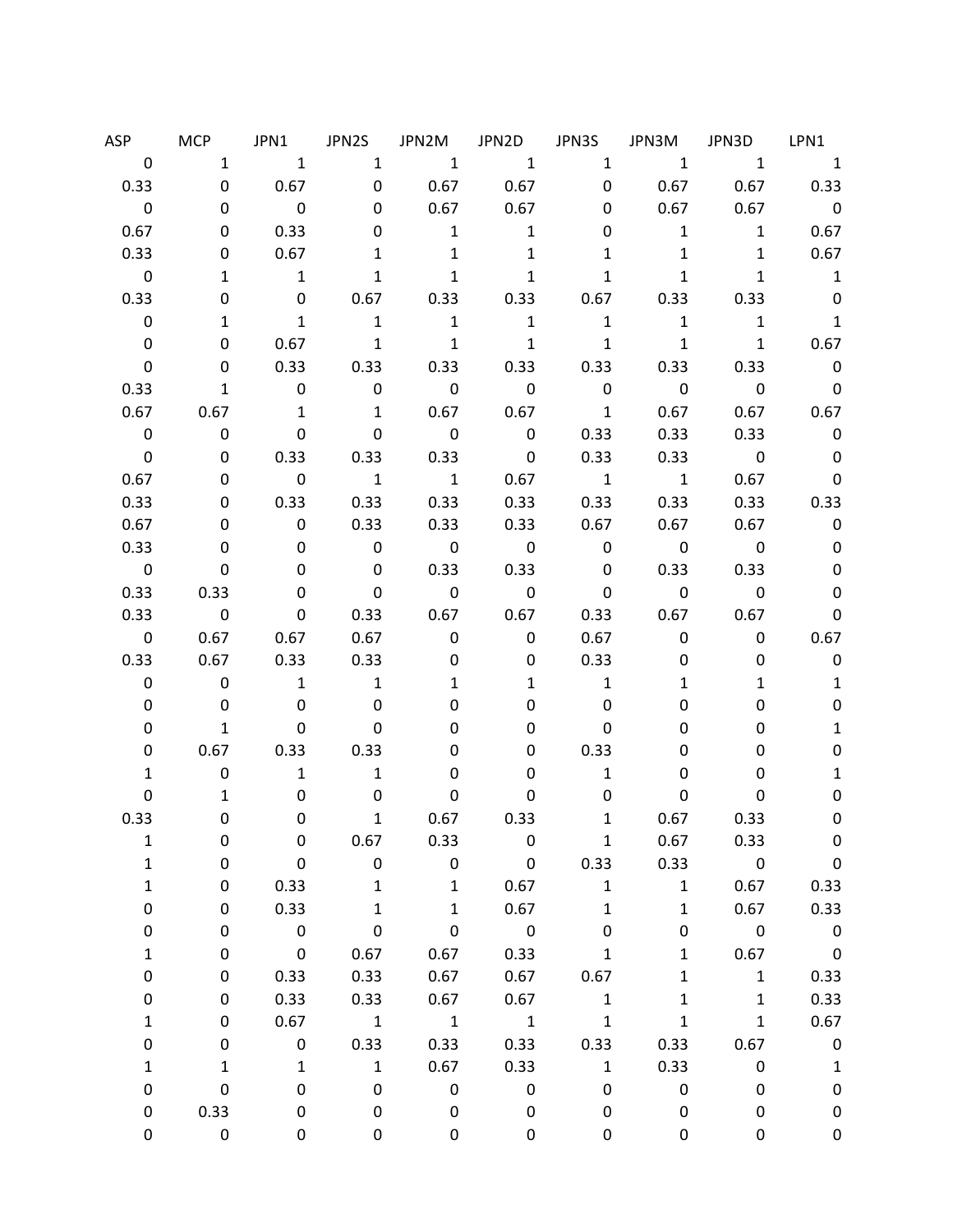| ASP | MCP | JPN1 | JPN2S | JPN2M | JPN2D | JPN3S | JPN3M | JPN3D | LPN1 |
|---|---|---|---|---|---|---|---|---|---|
| 0 | 1 | 1 | 1 | 1 | 1 | 1 | 1 | 1 | 1 |
| 0.33 | 0 | 0.67 | 0 | 0.67 | 0.67 | 0 | 0.67 | 0.67 | 0.33 |
| 0 | 0 | 0 | 0 | 0.67 | 0.67 | 0 | 0.67 | 0.67 | 0 |
| 0.67 | 0 | 0.33 | 0 | 1 | 1 | 0 | 1 | 1 | 0.67 |
| 0.33 | 0 | 0.67 | 1 | 1 | 1 | 1 | 1 | 1 | 0.67 |
| 0 | 1 | 1 | 1 | 1 | 1 | 1 | 1 | 1 | 1 |
| 0.33 | 0 | 0 | 0.67 | 0.33 | 0.33 | 0.67 | 0.33 | 0.33 | 0 |
| 0 | 1 | 1 | 1 | 1 | 1 | 1 | 1 | 1 | 1 |
| 0 | 0 | 0.67 | 1 | 1 | 1 | 1 | 1 | 1 | 0.67 |
| 0 | 0 | 0.33 | 0.33 | 0.33 | 0.33 | 0.33 | 0.33 | 0.33 | 0 |
| 0.33 | 1 | 0 | 0 | 0 | 0 | 0 | 0 | 0 | 0 |
| 0.67 | 0.67 | 1 | 1 | 0.67 | 0.67 | 1 | 0.67 | 0.67 | 0.67 |
| 0 | 0 | 0 | 0 | 0 | 0 | 0.33 | 0.33 | 0.33 | 0 |
| 0 | 0 | 0.33 | 0.33 | 0.33 | 0 | 0.33 | 0.33 | 0 | 0 |
| 0.67 | 0 | 0 | 1 | 1 | 0.67 | 1 | 1 | 0.67 | 0 |
| 0.33 | 0 | 0.33 | 0.33 | 0.33 | 0.33 | 0.33 | 0.33 | 0.33 | 0.33 |
| 0.67 | 0 | 0 | 0.33 | 0.33 | 0.33 | 0.67 | 0.67 | 0.67 | 0 |
| 0.33 | 0 | 0 | 0 | 0 | 0 | 0 | 0 | 0 | 0 |
| 0 | 0 | 0 | 0 | 0.33 | 0.33 | 0 | 0.33 | 0.33 | 0 |
| 0.33 | 0.33 | 0 | 0 | 0 | 0 | 0 | 0 | 0 | 0 |
| 0.33 | 0 | 0 | 0.33 | 0.67 | 0.67 | 0.33 | 0.67 | 0.67 | 0 |
| 0 | 0.67 | 0.67 | 0.67 | 0 | 0 | 0.67 | 0 | 0 | 0.67 |
| 0.33 | 0.67 | 0.33 | 0.33 | 0 | 0 | 0.33 | 0 | 0 | 0 |
| 0 | 0 | 1 | 1 | 1 | 1 | 1 | 1 | 1 | 1 |
| 0 | 0 | 0 | 0 | 0 | 0 | 0 | 0 | 0 | 0 |
| 0 | 1 | 0 | 0 | 0 | 0 | 0 | 0 | 0 | 1 |
| 0 | 0.67 | 0.33 | 0.33 | 0 | 0 | 0.33 | 0 | 0 | 0 |
| 1 | 0 | 1 | 1 | 0 | 0 | 1 | 0 | 0 | 1 |
| 0 | 1 | 0 | 0 | 0 | 0 | 0 | 0 | 0 | 0 |
| 0.33 | 0 | 0 | 1 | 0.67 | 0.33 | 1 | 0.67 | 0.33 | 0 |
| 1 | 0 | 0 | 0.67 | 0.33 | 0 | 1 | 0.67 | 0.33 | 0 |
| 1 | 0 | 0 | 0 | 0 | 0 | 0.33 | 0.33 | 0 | 0 |
| 1 | 0 | 0.33 | 1 | 1 | 0.67 | 1 | 1 | 0.67 | 0.33 |
| 0 | 0 | 0.33 | 1 | 1 | 0.67 | 1 | 1 | 0.67 | 0.33 |
| 0 | 0 | 0 | 0 | 0 | 0 | 0 | 0 | 0 | 0 |
| 1 | 0 | 0 | 0.67 | 0.67 | 0.33 | 1 | 1 | 0.67 | 0 |
| 0 | 0 | 0.33 | 0.33 | 0.67 | 0.67 | 0.67 | 1 | 1 | 0.33 |
| 0 | 0 | 0.33 | 0.33 | 0.67 | 0.67 | 1 | 1 | 1 | 0.33 |
| 1 | 0 | 0.67 | 1 | 1 | 1 | 1 | 1 | 1 | 0.67 |
| 0 | 0 | 0 | 0.33 | 0.33 | 0.33 | 0.33 | 0.33 | 0.67 | 0 |
| 1 | 1 | 1 | 1 | 0.67 | 0.33 | 1 | 0.33 | 0 | 1 |
| 0 | 0 | 0 | 0 | 0 | 0 | 0 | 0 | 0 | 0 |
| 0 | 0.33 | 0 | 0 | 0 | 0 | 0 | 0 | 0 | 0 |
| 0 | 0 | 0 | 0 | 0 | 0 | 0 | 0 | 0 | 0 |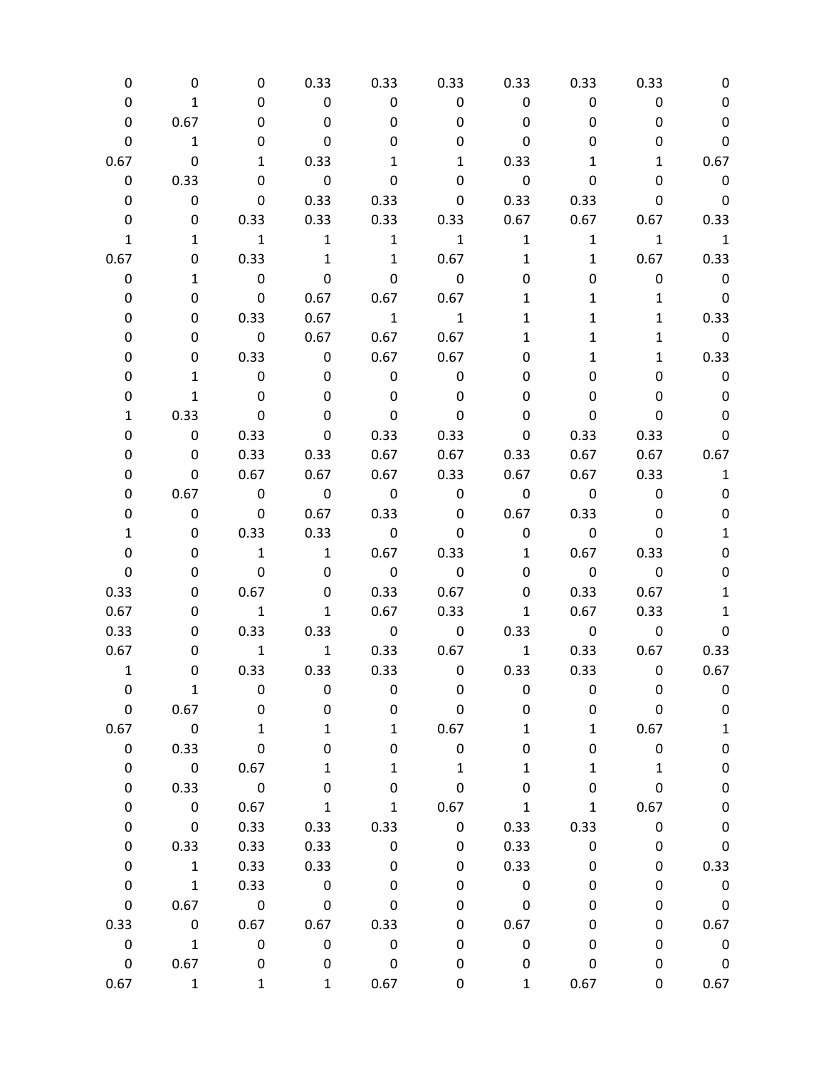| | | | | | | | | | |
|---|---|---|---|---|---|---|---|---|---|
| 0 | 0 | 0 | 0.33 | 0.33 | 0.33 | 0.33 | 0.33 | 0.33 | 0 |
| 0 | 1 | 0 | 0 | 0 | 0 | 0 | 0 | 0 | 0 |
| 0 | 0.67 | 0 | 0 | 0 | 0 | 0 | 0 | 0 | 0 |
| 0 | 1 | 0 | 0 | 0 | 0 | 0 | 0 | 0 | 0 |
| 0.67 | 0 | 1 | 0.33 | 1 | 1 | 0.33 | 1 | 1 | 0.67 |
| 0 | 0.33 | 0 | 0 | 0 | 0 | 0 | 0 | 0 | 0 |
| 0 | 0 | 0 | 0.33 | 0.33 | 0 | 0.33 | 0.33 | 0 | 0 |
| 0 | 0 | 0.33 | 0.33 | 0.33 | 0.33 | 0.67 | 0.67 | 0.67 | 0.33 |
| 1 | 1 | 1 | 1 | 1 | 1 | 1 | 1 | 1 | 1 |
| 0.67 | 0 | 0.33 | 1 | 1 | 0.67 | 1 | 1 | 0.67 | 0.33 |
| 0 | 1 | 0 | 0 | 0 | 0 | 0 | 0 | 0 | 0 |
| 0 | 0 | 0 | 0.67 | 0.67 | 0.67 | 1 | 1 | 1 | 0 |
| 0 | 0 | 0.33 | 0.67 | 1 | 1 | 1 | 1 | 1 | 0.33 |
| 0 | 0 | 0 | 0.67 | 0.67 | 0.67 | 1 | 1 | 1 | 0 |
| 0 | 0 | 0.33 | 0 | 0.67 | 0.67 | 0 | 1 | 1 | 0.33 |
| 0 | 1 | 0 | 0 | 0 | 0 | 0 | 0 | 0 | 0 |
| 0 | 1 | 0 | 0 | 0 | 0 | 0 | 0 | 0 | 0 |
| 1 | 0.33 | 0 | 0 | 0 | 0 | 0 | 0 | 0 | 0 |
| 0 | 0 | 0.33 | 0 | 0.33 | 0.33 | 0 | 0.33 | 0.33 | 0 |
| 0 | 0 | 0.33 | 0.33 | 0.67 | 0.67 | 0.33 | 0.67 | 0.67 | 0.67 |
| 0 | 0 | 0.67 | 0.67 | 0.67 | 0.33 | 0.67 | 0.67 | 0.33 | 1 |
| 0 | 0.67 | 0 | 0 | 0 | 0 | 0 | 0 | 0 | 0 |
| 0 | 0 | 0 | 0.67 | 0.33 | 0 | 0.67 | 0.33 | 0 | 0 |
| 1 | 0 | 0.33 | 0.33 | 0 | 0 | 0 | 0 | 0 | 1 |
| 0 | 0 | 1 | 1 | 0.67 | 0.33 | 1 | 0.67 | 0.33 | 0 |
| 0 | 0 | 0 | 0 | 0 | 0 | 0 | 0 | 0 | 0 |
| 0.33 | 0 | 0.67 | 0 | 0.33 | 0.67 | 0 | 0.33 | 0.67 | 1 |
| 0.67 | 0 | 1 | 1 | 0.67 | 0.33 | 1 | 0.67 | 0.33 | 1 |
| 0.33 | 0 | 0.33 | 0.33 | 0 | 0 | 0.33 | 0 | 0 | 0 |
| 0.67 | 0 | 1 | 1 | 0.33 | 0.67 | 1 | 0.33 | 0.67 | 0.33 |
| 1 | 0 | 0.33 | 0.33 | 0.33 | 0 | 0.33 | 0.33 | 0 | 0.67 |
| 0 | 1 | 0 | 0 | 0 | 0 | 0 | 0 | 0 | 0 |
| 0 | 0.67 | 0 | 0 | 0 | 0 | 0 | 0 | 0 | 0 |
| 0.67 | 0 | 1 | 1 | 1 | 0.67 | 1 | 1 | 0.67 | 1 |
| 0 | 0.33 | 0 | 0 | 0 | 0 | 0 | 0 | 0 | 0 |
| 0 | 0 | 0.67 | 1 | 1 | 1 | 1 | 1 | 1 | 0 |
| 0 | 0.33 | 0 | 0 | 0 | 0 | 0 | 0 | 0 | 0 |
| 0 | 0 | 0.67 | 1 | 1 | 0.67 | 1 | 1 | 0.67 | 0 |
| 0 | 0 | 0.33 | 0.33 | 0.33 | 0 | 0.33 | 0.33 | 0 | 0 |
| 0 | 0.33 | 0.33 | 0.33 | 0 | 0 | 0.33 | 0 | 0 | 0 |
| 0 | 1 | 0.33 | 0.33 | 0 | 0 | 0.33 | 0 | 0 | 0.33 |
| 0 | 1 | 0.33 | 0 | 0 | 0 | 0 | 0 | 0 | 0 |
| 0 | 0.67 | 0 | 0 | 0 | 0 | 0 | 0 | 0 | 0 |
| 0.33 | 0 | 0.67 | 0.67 | 0.33 | 0 | 0.67 | 0 | 0 | 0.67 |
| 0 | 1 | 0 | 0 | 0 | 0 | 0 | 0 | 0 | 0 |
| 0 | 0.67 | 0 | 0 | 0 | 0 | 0 | 0 | 0 | 0 |
| 0.67 | 1 | 1 | 1 | 0.67 | 0 | 1 | 0.67 | 0 | 0.67 |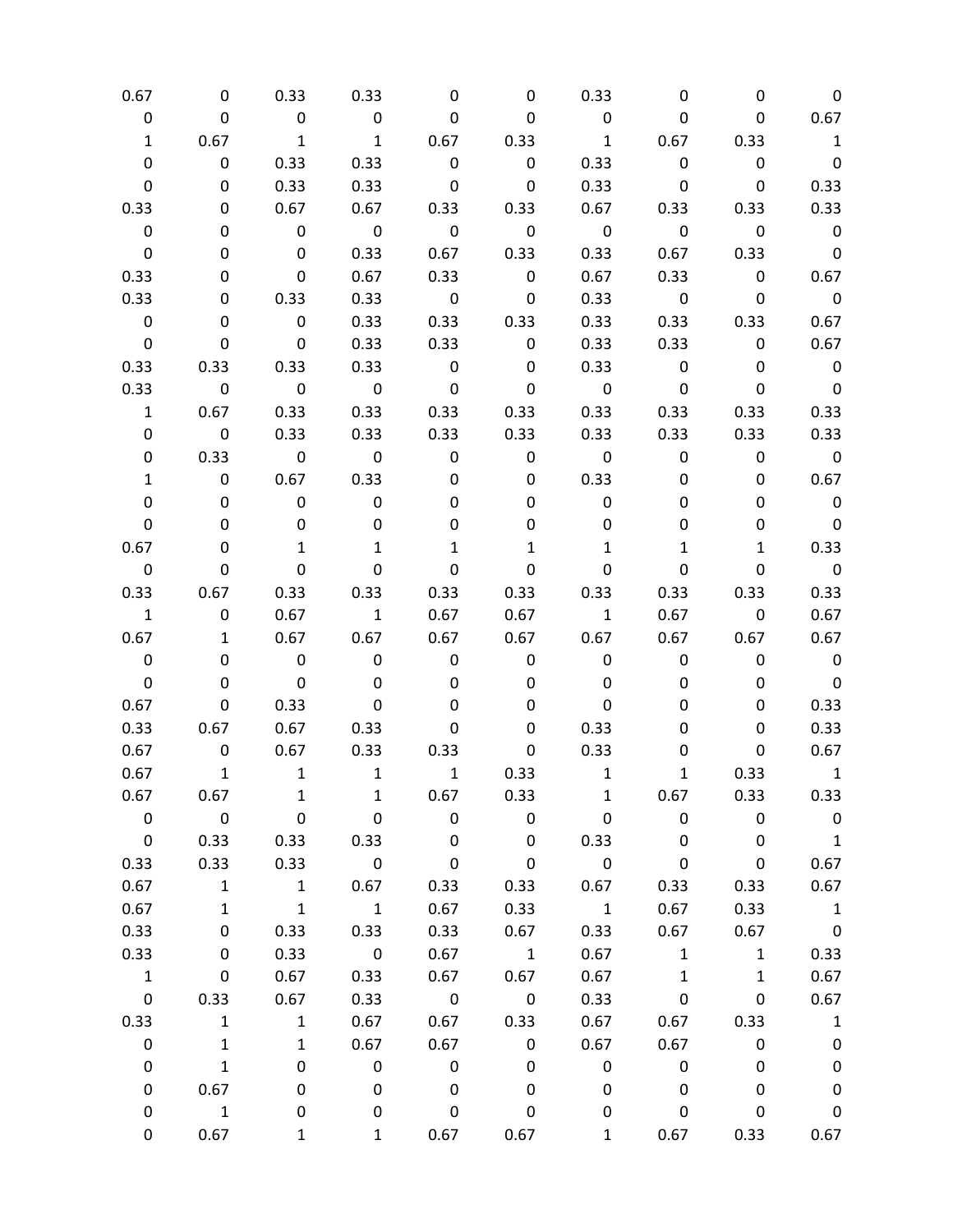| | | | | | | | | | |
|---|---|---|---|---|---|---|---|---|---|
| 0.67 | 0 | 0.33 | 0.33 | 0 | 0 | 0.33 | 0 | 0 | 0 |
| 0 | 0 | 0 | 0 | 0 | 0 | 0 | 0 | 0 | 0.67 |
| 1 | 0.67 | 1 | 1 | 0.67 | 0.33 | 1 | 0.67 | 0.33 | 1 |
| 0 | 0 | 0.33 | 0.33 | 0 | 0 | 0.33 | 0 | 0 | 0 |
| 0 | 0 | 0.33 | 0.33 | 0 | 0 | 0.33 | 0 | 0 | 0.33 |
| 0.33 | 0 | 0.67 | 0.67 | 0.33 | 0.33 | 0.67 | 0.33 | 0.33 | 0.33 |
| 0 | 0 | 0 | 0 | 0 | 0 | 0 | 0 | 0 | 0 |
| 0 | 0 | 0 | 0.33 | 0.67 | 0.33 | 0.33 | 0.67 | 0.33 | 0 |
| 0.33 | 0 | 0 | 0.67 | 0.33 | 0 | 0.67 | 0.33 | 0 | 0.67 |
| 0.33 | 0 | 0.33 | 0.33 | 0 | 0 | 0.33 | 0 | 0 | 0 |
| 0 | 0 | 0 | 0.33 | 0.33 | 0.33 | 0.33 | 0.33 | 0.33 | 0.67 |
| 0 | 0 | 0 | 0.33 | 0.33 | 0 | 0.33 | 0.33 | 0 | 0.67 |
| 0.33 | 0.33 | 0.33 | 0.33 | 0 | 0 | 0.33 | 0 | 0 | 0 |
| 0.33 | 0 | 0 | 0 | 0 | 0 | 0 | 0 | 0 | 0 |
| 1 | 0.67 | 0.33 | 0.33 | 0.33 | 0.33 | 0.33 | 0.33 | 0.33 | 0.33 |
| 0 | 0 | 0.33 | 0.33 | 0.33 | 0.33 | 0.33 | 0.33 | 0.33 | 0.33 |
| 0 | 0.33 | 0 | 0 | 0 | 0 | 0 | 0 | 0 | 0 |
| 1 | 0 | 0.67 | 0.33 | 0 | 0 | 0.33 | 0 | 0 | 0.67 |
| 0 | 0 | 0 | 0 | 0 | 0 | 0 | 0 | 0 | 0 |
| 0 | 0 | 0 | 0 | 0 | 0 | 0 | 0 | 0 | 0 |
| 0.67 | 0 | 1 | 1 | 1 | 1 | 1 | 1 | 1 | 0.33 |
| 0 | 0 | 0 | 0 | 0 | 0 | 0 | 0 | 0 | 0 |
| 0.33 | 0.67 | 0.33 | 0.33 | 0.33 | 0.33 | 0.33 | 0.33 | 0.33 | 0.33 |
| 1 | 0 | 0.67 | 1 | 0.67 | 0.67 | 1 | 0.67 | 0 | 0.67 |
| 0.67 | 1 | 0.67 | 0.67 | 0.67 | 0.67 | 0.67 | 0.67 | 0.67 | 0.67 |
| 0 | 0 | 0 | 0 | 0 | 0 | 0 | 0 | 0 | 0 |
| 0 | 0 | 0 | 0 | 0 | 0 | 0 | 0 | 0 | 0 |
| 0.67 | 0 | 0.33 | 0 | 0 | 0 | 0 | 0 | 0 | 0.33 |
| 0.33 | 0.67 | 0.67 | 0.33 | 0 | 0 | 0.33 | 0 | 0 | 0.33 |
| 0.67 | 0 | 0.67 | 0.33 | 0.33 | 0 | 0.33 | 0 | 0 | 0.67 |
| 0.67 | 1 | 1 | 1 | 1 | 0.33 | 1 | 1 | 0.33 | 1 |
| 0.67 | 0.67 | 1 | 1 | 0.67 | 0.33 | 1 | 0.67 | 0.33 | 0.33 |
| 0 | 0 | 0 | 0 | 0 | 0 | 0 | 0 | 0 | 0 |
| 0 | 0.33 | 0.33 | 0.33 | 0 | 0 | 0.33 | 0 | 0 | 1 |
| 0.33 | 0.33 | 0.33 | 0 | 0 | 0 | 0 | 0 | 0 | 0.67 |
| 0.67 | 1 | 1 | 0.67 | 0.33 | 0.33 | 0.67 | 0.33 | 0.33 | 0.67 |
| 0.67 | 1 | 1 | 1 | 0.67 | 0.33 | 1 | 0.67 | 0.33 | 1 |
| 0.33 | 0 | 0.33 | 0.33 | 0.33 | 0.67 | 0.33 | 0.67 | 0.67 | 0 |
| 0.33 | 0 | 0.33 | 0 | 0.67 | 1 | 0.67 | 1 | 1 | 0.33 |
| 1 | 0 | 0.67 | 0.33 | 0.67 | 0.67 | 0.67 | 1 | 1 | 0.67 |
| 0 | 0.33 | 0.67 | 0.33 | 0 | 0 | 0.33 | 0 | 0 | 0.67 |
| 0.33 | 1 | 1 | 0.67 | 0.67 | 0.33 | 0.67 | 0.67 | 0.33 | 1 |
| 0 | 1 | 1 | 0.67 | 0.67 | 0 | 0.67 | 0.67 | 0 | 0 |
| 0 | 1 | 0 | 0 | 0 | 0 | 0 | 0 | 0 | 0 |
| 0 | 0.67 | 0 | 0 | 0 | 0 | 0 | 0 | 0 | 0 |
| 0 | 1 | 0 | 0 | 0 | 0 | 0 | 0 | 0 | 0 |
| 0 | 0.67 | 1 | 1 | 0.67 | 0.67 | 1 | 0.67 | 0.33 | 0.67 |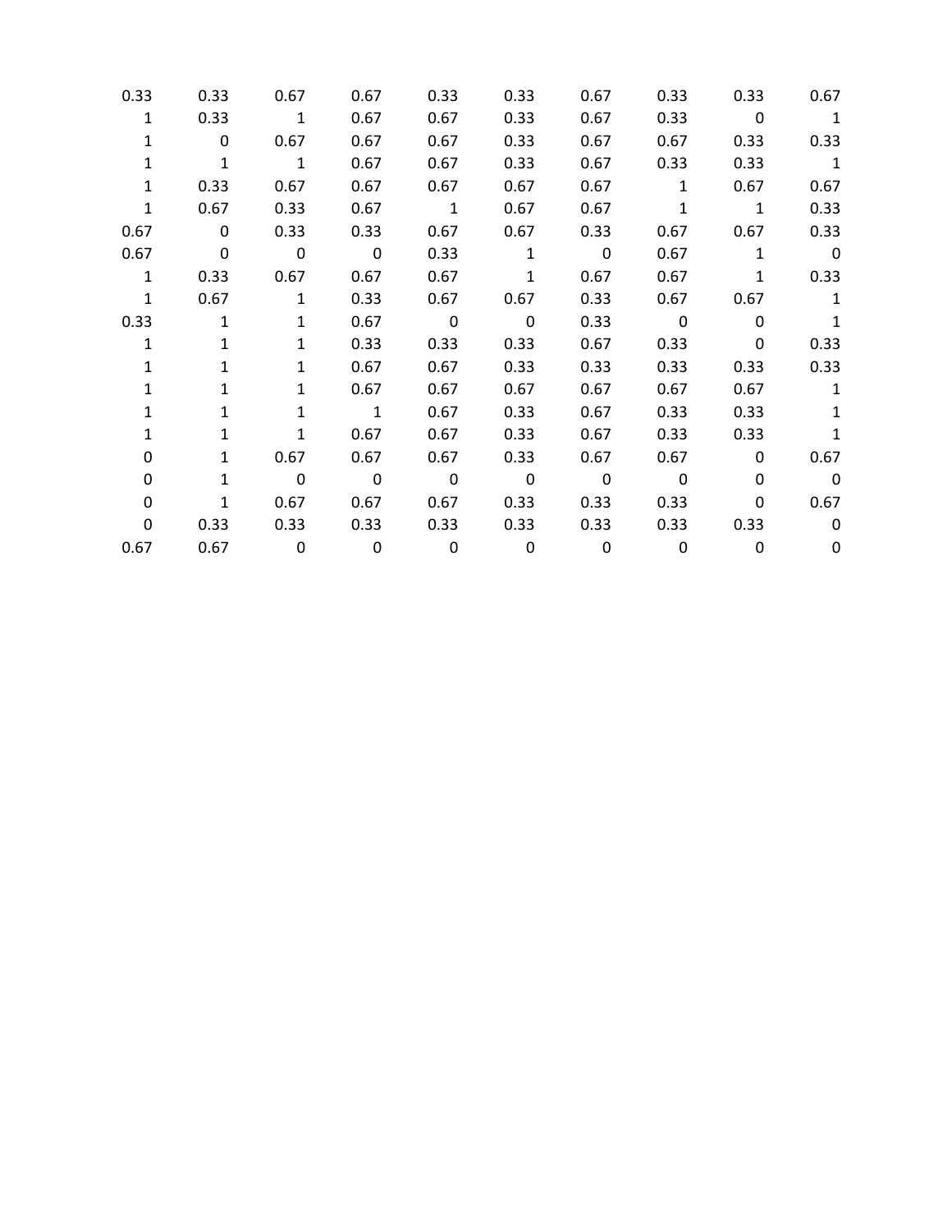| | | | | | | | | | |
|---|---|---|---|---|---|---|---|---|---|
| 0.33 | 0.33 | 0.67 | 0.67 | 0.33 | 0.33 | 0.67 | 0.33 | 0.33 | 0.67 |
| 1 | 0.33 | 1 | 0.67 | 0.67 | 0.33 | 0.67 | 0.33 | 0 | 1 |
| 1 | 0 | 0.67 | 0.67 | 0.67 | 0.33 | 0.67 | 0.67 | 0.33 | 0.33 |
| 1 | 1 | 1 | 0.67 | 0.67 | 0.33 | 0.67 | 0.33 | 0.33 | 1 |
| 1 | 0.33 | 0.67 | 0.67 | 0.67 | 0.67 | 0.67 | 1 | 0.67 | 0.67 |
| 1 | 0.67 | 0.33 | 0.67 | 1 | 0.67 | 0.67 | 1 | 1 | 0.33 |
| 0.67 | 0 | 0.33 | 0.33 | 0.67 | 0.67 | 0.33 | 0.67 | 0.67 | 0.33 |
| 0.67 | 0 | 0 | 0 | 0.33 | 1 | 0 | 0.67 | 1 | 0 |
| 1 | 0.33 | 0.67 | 0.67 | 0.67 | 1 | 0.67 | 0.67 | 1 | 0.33 |
| 1 | 0.67 | 1 | 0.33 | 0.67 | 0.67 | 0.33 | 0.67 | 0.67 | 1 |
| 0.33 | 1 | 1 | 0.67 | 0 | 0 | 0.33 | 0 | 0 | 1 |
| 1 | 1 | 1 | 0.33 | 0.33 | 0.33 | 0.67 | 0.33 | 0 | 0.33 |
| 1 | 1 | 1 | 0.67 | 0.67 | 0.33 | 0.33 | 0.33 | 0.33 | 0.33 |
| 1 | 1 | 1 | 0.67 | 0.67 | 0.67 | 0.67 | 0.67 | 0.67 | 1 |
| 1 | 1 | 1 | 1 | 0.67 | 0.33 | 0.67 | 0.33 | 0.33 | 1 |
| 1 | 1 | 1 | 0.67 | 0.67 | 0.33 | 0.67 | 0.33 | 0.33 | 1 |
| 0 | 1 | 0.67 | 0.67 | 0.67 | 0.33 | 0.67 | 0.67 | 0 | 0.67 |
| 0 | 1 | 0 | 0 | 0 | 0 | 0 | 0 | 0 | 0 |
| 0 | 1 | 0.67 | 0.67 | 0.67 | 0.33 | 0.33 | 0.33 | 0 | 0.67 |
| 0 | 0.33 | 0.33 | 0.33 | 0.33 | 0.33 | 0.33 | 0.33 | 0.33 | 0 |
| 0.67 | 0.67 | 0 | 0 | 0 | 0 | 0 | 0 | 0 | 0 |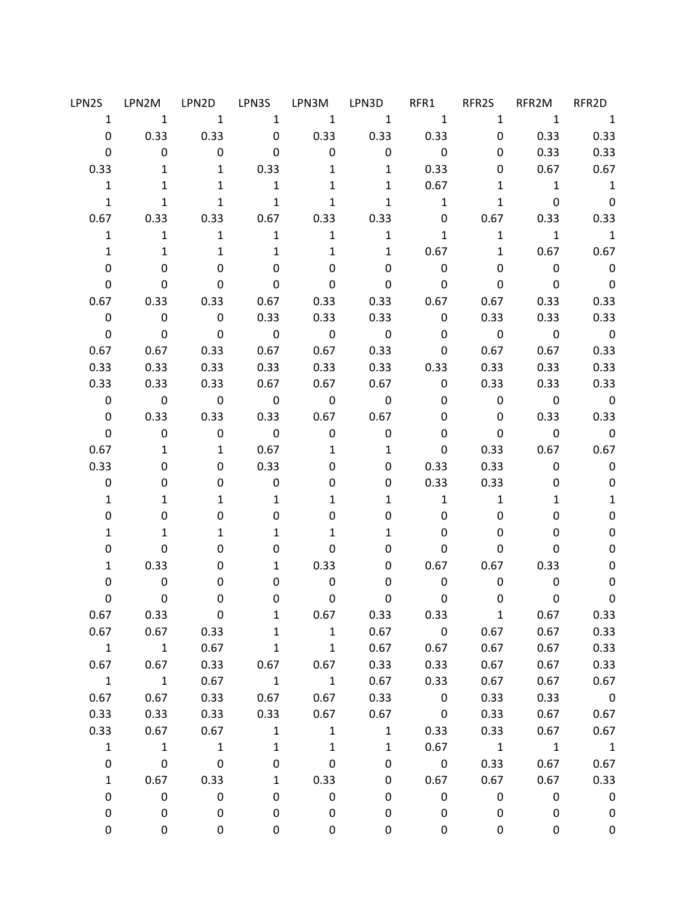| LPN2S | LPN2M | LPN2D | LPN3S | LPN3M | LPN3D | RFR1 | RFR2S | RFR2M | RFR2D |
|---|---|---|---|---|---|---|---|---|---|
| 1 | 1 | 1 | 1 | 1 | 1 | 1 | 1 | 1 | 1 |
| 0 | 0.33 | 0.33 | 0 | 0.33 | 0.33 | 0.33 | 0 | 0.33 | 0.33 |
| 0 | 0 | 0 | 0 | 0 | 0 | 0 | 0 | 0.33 | 0.33 |
| 0.33 | 1 | 1 | 0.33 | 1 | 1 | 0.33 | 0 | 0.67 | 0.67 |
| 1 | 1 | 1 | 1 | 1 | 1 | 0.67 | 1 | 1 | 1 |
| 1 | 1 | 1 | 1 | 1 | 1 | 1 | 1 | 0 | 0 |
| 0.67 | 0.33 | 0.33 | 0.67 | 0.33 | 0.33 | 0 | 0.67 | 0.33 | 0.33 |
| 1 | 1 | 1 | 1 | 1 | 1 | 1 | 1 | 1 | 1 |
| 1 | 1 | 1 | 1 | 1 | 1 | 0.67 | 1 | 0.67 | 0.67 |
| 0 | 0 | 0 | 0 | 0 | 0 | 0 | 0 | 0 | 0 |
| 0 | 0 | 0 | 0 | 0 | 0 | 0 | 0 | 0 | 0 |
| 0.67 | 0.33 | 0.33 | 0.67 | 0.33 | 0.33 | 0.67 | 0.67 | 0.33 | 0.33 |
| 0 | 0 | 0 | 0.33 | 0.33 | 0.33 | 0 | 0.33 | 0.33 | 0.33 |
| 0 | 0 | 0 | 0 | 0 | 0 | 0 | 0 | 0 | 0 |
| 0.67 | 0.67 | 0.33 | 0.67 | 0.67 | 0.33 | 0 | 0.67 | 0.67 | 0.33 |
| 0.33 | 0.33 | 0.33 | 0.33 | 0.33 | 0.33 | 0.33 | 0.33 | 0.33 | 0.33 |
| 0.33 | 0.33 | 0.33 | 0.67 | 0.67 | 0.67 | 0 | 0.33 | 0.33 | 0.33 |
| 0 | 0 | 0 | 0 | 0 | 0 | 0 | 0 | 0 | 0 |
| 0 | 0.33 | 0.33 | 0.33 | 0.67 | 0.67 | 0 | 0 | 0.33 | 0.33 |
| 0 | 0 | 0 | 0 | 0 | 0 | 0 | 0 | 0 | 0 |
| 0.67 | 1 | 1 | 0.67 | 1 | 1 | 0 | 0.33 | 0.67 | 0.67 |
| 0.33 | 0 | 0 | 0.33 | 0 | 0 | 0.33 | 0.33 | 0 | 0 |
| 0 | 0 | 0 | 0 | 0 | 0 | 0.33 | 0.33 | 0 | 0 |
| 1 | 1 | 1 | 1 | 1 | 1 | 1 | 1 | 1 | 1 |
| 0 | 0 | 0 | 0 | 0 | 0 | 0 | 0 | 0 | 0 |
| 1 | 1 | 1 | 1 | 1 | 1 | 0 | 0 | 0 | 0 |
| 0 | 0 | 0 | 0 | 0 | 0 | 0 | 0 | 0 | 0 |
| 1 | 0.33 | 0 | 1 | 0.33 | 0 | 0.67 | 0.67 | 0.33 | 0 |
| 0 | 0 | 0 | 0 | 0 | 0 | 0 | 0 | 0 | 0 |
| 0 | 0 | 0 | 0 | 0 | 0 | 0 | 0 | 0 | 0 |
| 0.67 | 0.33 | 0 | 1 | 0.67 | 0.33 | 0.33 | 1 | 0.67 | 0.33 |
| 0.67 | 0.67 | 0.33 | 1 | 1 | 0.67 | 0 | 0.67 | 0.67 | 0.33 |
| 1 | 1 | 0.67 | 1 | 1 | 0.67 | 0.67 | 0.67 | 0.67 | 0.33 |
| 0.67 | 0.67 | 0.33 | 0.67 | 0.67 | 0.33 | 0.33 | 0.67 | 0.67 | 0.33 |
| 1 | 1 | 0.67 | 1 | 1 | 0.67 | 0.33 | 0.67 | 0.67 | 0.67 |
| 0.67 | 0.67 | 0.33 | 0.67 | 0.67 | 0.33 | 0 | 0.33 | 0.33 | 0 |
| 0.33 | 0.33 | 0.33 | 0.33 | 0.67 | 0.67 | 0 | 0.33 | 0.67 | 0.67 |
| 0.33 | 0.67 | 0.67 | 1 | 1 | 1 | 0.33 | 0.33 | 0.67 | 0.67 |
| 1 | 1 | 1 | 1 | 1 | 1 | 0.67 | 1 | 1 | 1 |
| 0 | 0 | 0 | 0 | 0 | 0 | 0 | 0.33 | 0.67 | 0.67 |
| 1 | 0.67 | 0.33 | 1 | 0.33 | 0 | 0.67 | 0.67 | 0.67 | 0.33 |
| 0 | 0 | 0 | 0 | 0 | 0 | 0 | 0 | 0 | 0 |
| 0 | 0 | 0 | 0 | 0 | 0 | 0 | 0 | 0 | 0 |
| 0 | 0 | 0 | 0 | 0 | 0 | 0 | 0 | 0 | 0 |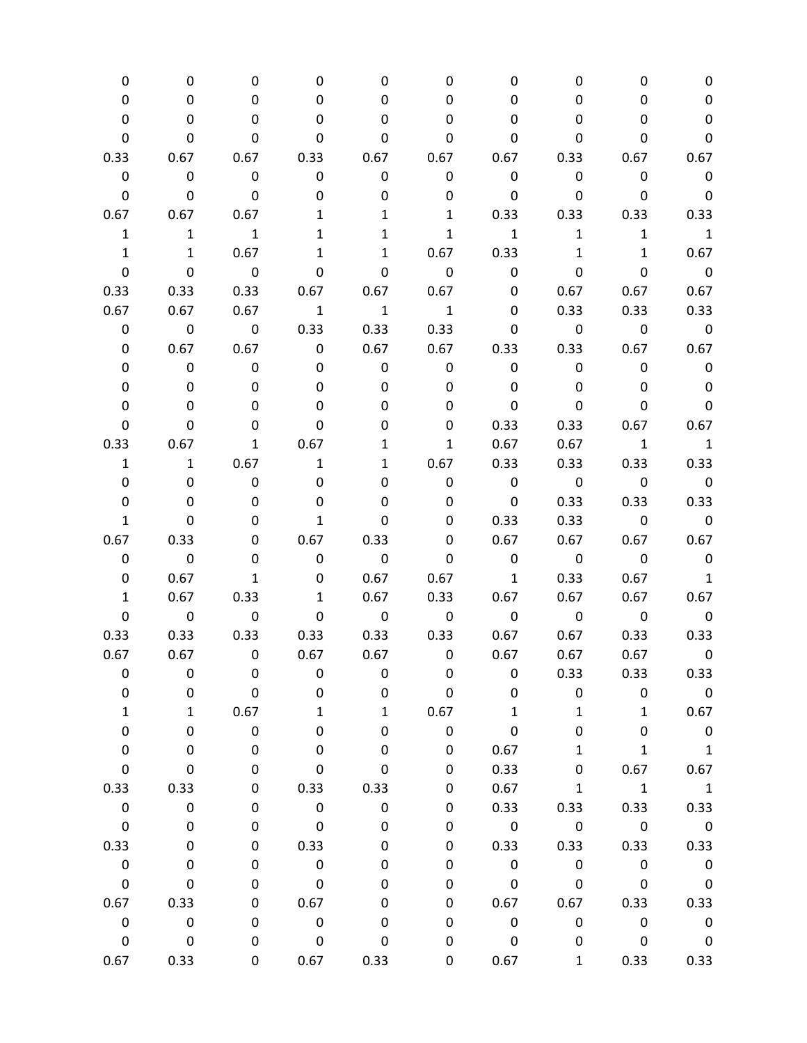| | | | | | | | | | |
|---|---|---|---|---|---|---|---|---|---|
| 0 | 0 | 0 | 0 | 0 | 0 | 0 | 0 | 0 | 0 |
| 0 | 0 | 0 | 0 | 0 | 0 | 0 | 0 | 0 | 0 |
| 0 | 0 | 0 | 0 | 0 | 0 | 0 | 0 | 0 | 0 |
| 0 | 0 | 0 | 0 | 0 | 0 | 0 | 0 | 0 | 0 |
| 0.33 | 0.67 | 0.67 | 0.33 | 0.67 | 0.67 | 0.67 | 0.33 | 0.67 | 0.67 |
| 0 | 0 | 0 | 0 | 0 | 0 | 0 | 0 | 0 | 0 |
| 0 | 0 | 0 | 0 | 0 | 0 | 0 | 0 | 0 | 0 |
| 0.67 | 0.67 | 0.67 | 1 | 1 | 1 | 0.33 | 0.33 | 0.33 | 0.33 |
| 1 | 1 | 1 | 1 | 1 | 1 | 1 | 1 | 1 | 1 |
| 1 | 1 | 0.67 | 1 | 1 | 0.67 | 0.33 | 1 | 1 | 0.67 |
| 0 | 0 | 0 | 0 | 0 | 0 | 0 | 0 | 0 | 0 |
| 0.33 | 0.33 | 0.33 | 0.67 | 0.67 | 0.67 | 0 | 0.67 | 0.67 | 0.67 |
| 0.67 | 0.67 | 0.67 | 1 | 1 | 1 | 0 | 0.33 | 0.33 | 0.33 |
| 0 | 0 | 0 | 0.33 | 0.33 | 0.33 | 0 | 0 | 0 | 0 |
| 0 | 0.67 | 0.67 | 0 | 0.67 | 0.67 | 0.33 | 0.33 | 0.67 | 0.67 |
| 0 | 0 | 0 | 0 | 0 | 0 | 0 | 0 | 0 | 0 |
| 0 | 0 | 0 | 0 | 0 | 0 | 0 | 0 | 0 | 0 |
| 0 | 0 | 0 | 0 | 0 | 0 | 0 | 0 | 0 | 0 |
| 0 | 0 | 0 | 0 | 0 | 0 | 0.33 | 0.33 | 0.67 | 0.67 |
| 0.33 | 0.67 | 1 | 0.67 | 1 | 1 | 0.67 | 0.67 | 1 | 1 |
| 1 | 1 | 0.67 | 1 | 1 | 0.67 | 0.33 | 0.33 | 0.33 | 0.33 |
| 0 | 0 | 0 | 0 | 0 | 0 | 0 | 0 | 0 | 0 |
| 0 | 0 | 0 | 0 | 0 | 0 | 0 | 0.33 | 0.33 | 0.33 |
| 1 | 0 | 0 | 1 | 0 | 0 | 0.33 | 0.33 | 0 | 0 |
| 0.67 | 0.33 | 0 | 0.67 | 0.33 | 0 | 0.67 | 0.67 | 0.67 | 0.67 |
| 0 | 0 | 0 | 0 | 0 | 0 | 0 | 0 | 0 | 0 |
| 0 | 0.67 | 1 | 0 | 0.67 | 0.67 | 1 | 0.33 | 0.67 | 1 |
| 1 | 0.67 | 0.33 | 1 | 0.67 | 0.33 | 0.67 | 0.67 | 0.67 | 0.67 |
| 0 | 0 | 0 | 0 | 0 | 0 | 0 | 0 | 0 | 0 |
| 0.33 | 0.33 | 0.33 | 0.33 | 0.33 | 0.33 | 0.67 | 0.67 | 0.33 | 0.33 |
| 0.67 | 0.67 | 0 | 0.67 | 0.67 | 0 | 0.67 | 0.67 | 0.67 | 0 |
| 0 | 0 | 0 | 0 | 0 | 0 | 0 | 0.33 | 0.33 | 0.33 |
| 0 | 0 | 0 | 0 | 0 | 0 | 0 | 0 | 0 | 0 |
| 1 | 1 | 0.67 | 1 | 1 | 0.67 | 1 | 1 | 1 | 0.67 |
| 0 | 0 | 0 | 0 | 0 | 0 | 0 | 0 | 0 | 0 |
| 0 | 0 | 0 | 0 | 0 | 0 | 0.67 | 1 | 1 | 1 |
| 0 | 0 | 0 | 0 | 0 | 0 | 0.33 | 0 | 0.67 | 0.67 |
| 0.33 | 0.33 | 0 | 0.33 | 0.33 | 0 | 0.67 | 1 | 1 | 1 |
| 0 | 0 | 0 | 0 | 0 | 0 | 0.33 | 0.33 | 0.33 | 0.33 |
| 0 | 0 | 0 | 0 | 0 | 0 | 0 | 0 | 0 | 0 |
| 0.33 | 0 | 0 | 0.33 | 0 | 0 | 0.33 | 0.33 | 0.33 | 0.33 |
| 0 | 0 | 0 | 0 | 0 | 0 | 0 | 0 | 0 | 0 |
| 0 | 0 | 0 | 0 | 0 | 0 | 0 | 0 | 0 | 0 |
| 0.67 | 0.33 | 0 | 0.67 | 0 | 0 | 0.67 | 0.67 | 0.33 | 0.33 |
| 0 | 0 | 0 | 0 | 0 | 0 | 0 | 0 | 0 | 0 |
| 0 | 0 | 0 | 0 | 0 | 0 | 0 | 0 | 0 | 0 |
| 0.67 | 0.33 | 0 | 0.67 | 0.33 | 0 | 0.67 | 1 | 0.33 | 0.33 |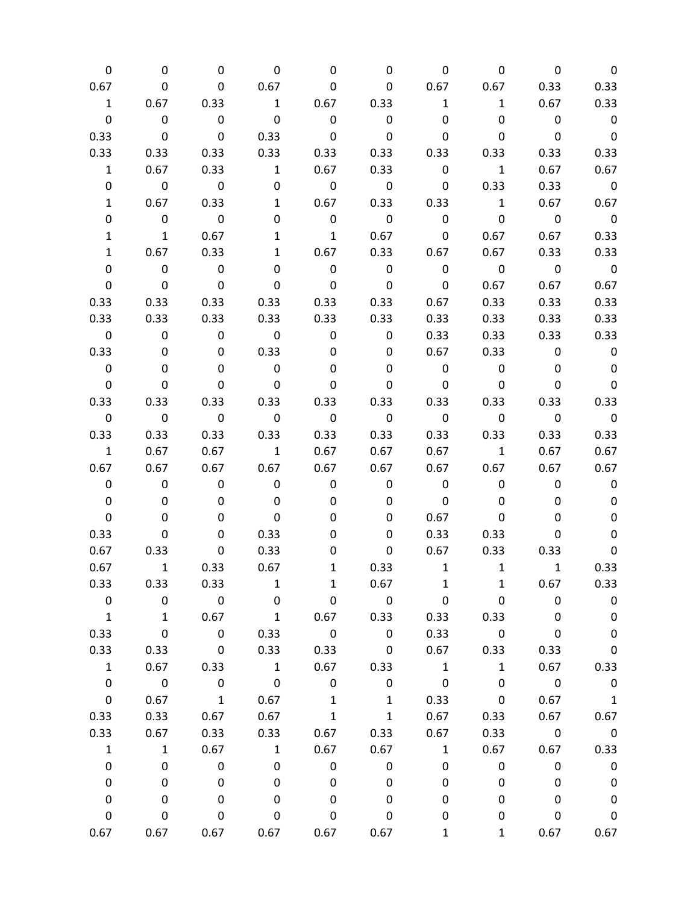| | | | | | | | | | |
|---|---|---|---|---|---|---|---|---|---|
| 0 | 0 | 0 | 0 | 0 | 0 | 0 | 0 | 0 | 0 |
| 0.67 | 0 | 0 | 0.67 | 0 | 0 | 0.67 | 0.67 | 0.33 | 0.33 |
| 1 | 0.67 | 0.33 | 1 | 0.67 | 0.33 | 1 | 1 | 0.67 | 0.33 |
| 0 | 0 | 0 | 0 | 0 | 0 | 0 | 0 | 0 | 0 |
| 0.33 | 0 | 0 | 0.33 | 0 | 0 | 0 | 0 | 0 | 0 |
| 0.33 | 0.33 | 0.33 | 0.33 | 0.33 | 0.33 | 0.33 | 0.33 | 0.33 | 0.33 |
| 1 | 0.67 | 0.33 | 1 | 0.67 | 0.33 | 0 | 1 | 0.67 | 0.67 |
| 0 | 0 | 0 | 0 | 0 | 0 | 0 | 0.33 | 0.33 | 0 |
| 1 | 0.67 | 0.33 | 1 | 0.67 | 0.33 | 0.33 | 1 | 0.67 | 0.67 |
| 0 | 0 | 0 | 0 | 0 | 0 | 0 | 0 | 0 | 0 |
| 1 | 1 | 0.67 | 1 | 1 | 0.67 | 0 | 0.67 | 0.67 | 0.33 |
| 1 | 0.67 | 0.33 | 1 | 0.67 | 0.33 | 0.67 | 0.67 | 0.33 | 0.33 |
| 0 | 0 | 0 | 0 | 0 | 0 | 0 | 0 | 0 | 0 |
| 0 | 0 | 0 | 0 | 0 | 0 | 0 | 0.67 | 0.67 | 0.67 |
| 0.33 | 0.33 | 0.33 | 0.33 | 0.33 | 0.33 | 0.67 | 0.33 | 0.33 | 0.33 |
| 0.33 | 0.33 | 0.33 | 0.33 | 0.33 | 0.33 | 0.33 | 0.33 | 0.33 | 0.33 |
| 0 | 0 | 0 | 0 | 0 | 0 | 0.33 | 0.33 | 0.33 | 0.33 |
| 0.33 | 0 | 0 | 0.33 | 0 | 0 | 0.67 | 0.33 | 0 | 0 |
| 0 | 0 | 0 | 0 | 0 | 0 | 0 | 0 | 0 | 0 |
| 0 | 0 | 0 | 0 | 0 | 0 | 0 | 0 | 0 | 0 |
| 0.33 | 0.33 | 0.33 | 0.33 | 0.33 | 0.33 | 0.33 | 0.33 | 0.33 | 0.33 |
| 0 | 0 | 0 | 0 | 0 | 0 | 0 | 0 | 0 | 0 |
| 0.33 | 0.33 | 0.33 | 0.33 | 0.33 | 0.33 | 0.33 | 0.33 | 0.33 | 0.33 |
| 1 | 0.67 | 0.67 | 1 | 0.67 | 0.67 | 0.67 | 1 | 0.67 | 0.67 |
| 0.67 | 0.67 | 0.67 | 0.67 | 0.67 | 0.67 | 0.67 | 0.67 | 0.67 | 0.67 |
| 0 | 0 | 0 | 0 | 0 | 0 | 0 | 0 | 0 | 0 |
| 0 | 0 | 0 | 0 | 0 | 0 | 0 | 0 | 0 | 0 |
| 0 | 0 | 0 | 0 | 0 | 0 | 0.67 | 0 | 0 | 0 |
| 0.33 | 0 | 0 | 0.33 | 0 | 0 | 0.33 | 0.33 | 0 | 0 |
| 0.67 | 0.33 | 0 | 0.33 | 0 | 0 | 0.67 | 0.33 | 0.33 | 0 |
| 0.67 | 1 | 0.33 | 0.67 | 1 | 0.33 | 1 | 1 | 1 | 0.33 |
| 0.33 | 0.33 | 0.33 | 1 | 1 | 0.67 | 1 | 1 | 0.67 | 0.33 |
| 0 | 0 | 0 | 0 | 0 | 0 | 0 | 0 | 0 | 0 |
| 1 | 1 | 0.67 | 1 | 0.67 | 0.33 | 0.33 | 0.33 | 0 | 0 |
| 0.33 | 0 | 0 | 0.33 | 0 | 0 | 0.33 | 0 | 0 | 0 |
| 0.33 | 0.33 | 0 | 0.33 | 0.33 | 0 | 0.67 | 0.33 | 0.33 | 0 |
| 1 | 0.67 | 0.33 | 1 | 0.67 | 0.33 | 1 | 1 | 0.67 | 0.33 |
| 0 | 0 | 0 | 0 | 0 | 0 | 0 | 0 | 0 | 0 |
| 0 | 0.67 | 1 | 0.67 | 1 | 1 | 0.33 | 0 | 0.67 | 1 |
| 0.33 | 0.33 | 0.67 | 0.67 | 1 | 1 | 0.67 | 0.33 | 0.67 | 0.67 |
| 0.33 | 0.67 | 0.33 | 0.33 | 0.67 | 0.33 | 0.67 | 0.33 | 0 | 0 |
| 1 | 1 | 0.67 | 1 | 0.67 | 0.67 | 1 | 0.67 | 0.67 | 0.33 |
| 0 | 0 | 0 | 0 | 0 | 0 | 0 | 0 | 0 | 0 |
| 0 | 0 | 0 | 0 | 0 | 0 | 0 | 0 | 0 | 0 |
| 0 | 0 | 0 | 0 | 0 | 0 | 0 | 0 | 0 | 0 |
| 0 | 0 | 0 | 0 | 0 | 0 | 0 | 0 | 0 | 0 |
| 0.67 | 0.67 | 0.67 | 0.67 | 0.67 | 0.67 | 1 | 1 | 0.67 | 0.67 |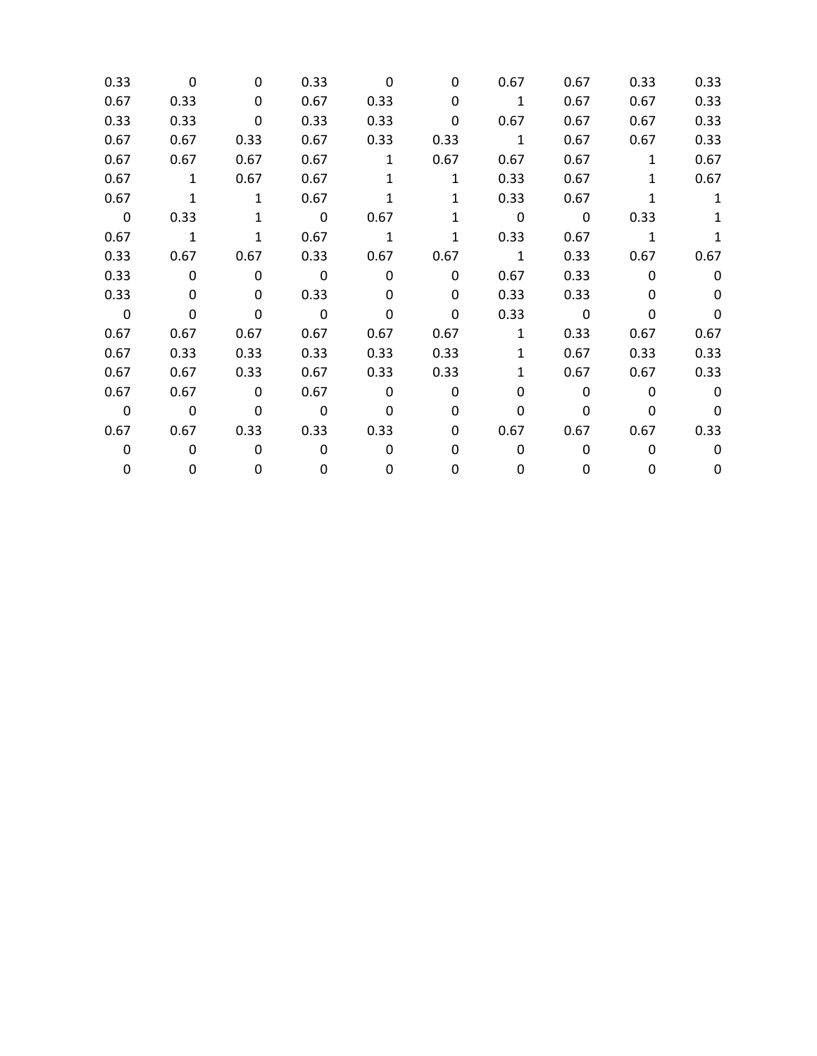| | | | | | | | | | |
|---|---|---|---|---|---|---|---|---|---|
| 0.33 | 0 | 0 | 0.33 | 0 | 0 | 0.67 | 0.67 | 0.33 | 0.33 |
| 0.67 | 0.33 | 0 | 0.67 | 0.33 | 0 | 1 | 0.67 | 0.67 | 0.33 |
| 0.33 | 0.33 | 0 | 0.33 | 0.33 | 0 | 0.67 | 0.67 | 0.67 | 0.33 |
| 0.67 | 0.67 | 0.33 | 0.67 | 0.33 | 0.33 | 1 | 0.67 | 0.67 | 0.33 |
| 0.67 | 0.67 | 0.67 | 0.67 | 1 | 0.67 | 0.67 | 0.67 | 1 | 0.67 |
| 0.67 | 1 | 0.67 | 0.67 | 1 | 1 | 0.33 | 0.67 | 1 | 0.67 |
| 0.67 | 1 | 1 | 0.67 | 1 | 1 | 0.33 | 0.67 | 1 | 1 |
| 0 | 0.33 | 1 | 0 | 0.67 | 1 | 0 | 0 | 0.33 | 1 |
| 0.67 | 1 | 1 | 0.67 | 1 | 1 | 0.33 | 0.67 | 1 | 1 |
| 0.33 | 0.67 | 0.67 | 0.33 | 0.67 | 0.67 | 1 | 0.33 | 0.67 | 0.67 |
| 0.33 | 0 | 0 | 0 | 0 | 0 | 0.67 | 0.33 | 0 | 0 |
| 0.33 | 0 | 0 | 0.33 | 0 | 0 | 0.33 | 0.33 | 0 | 0 |
| 0 | 0 | 0 | 0 | 0 | 0 | 0.33 | 0 | 0 | 0 |
| 0.67 | 0.67 | 0.67 | 0.67 | 0.67 | 0.67 | 1 | 0.33 | 0.67 | 0.67 |
| 0.67 | 0.33 | 0.33 | 0.33 | 0.33 | 0.33 | 1 | 0.67 | 0.33 | 0.33 |
| 0.67 | 0.67 | 0.33 | 0.67 | 0.33 | 0.33 | 1 | 0.67 | 0.67 | 0.33 |
| 0.67 | 0.67 | 0 | 0.67 | 0 | 0 | 0 | 0 | 0 | 0 |
| 0 | 0 | 0 | 0 | 0 | 0 | 0 | 0 | 0 | 0 |
| 0.67 | 0.67 | 0.33 | 0.33 | 0.33 | 0 | 0.67 | 0.67 | 0.67 | 0.33 |
| 0 | 0 | 0 | 0 | 0 | 0 | 0 | 0 | 0 | 0 |
| 0 | 0 | 0 | 0 | 0 | 0 | 0 | 0 | 0 | 0 |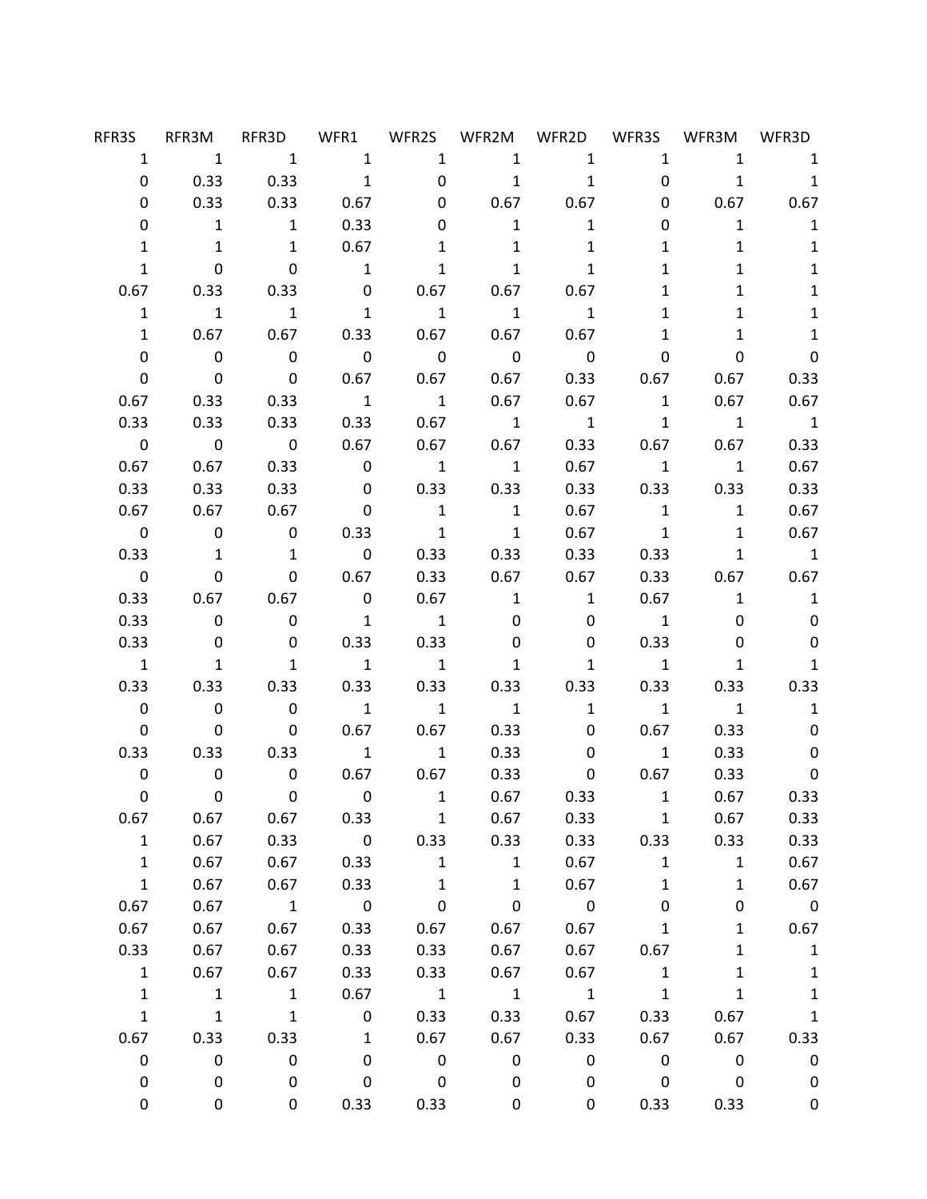| RFR3S | RFR3M | RFR3D | WFR1 | WFR2S | WFR2M | WFR2D | WFR3S | WFR3M | WFR3D |
|---|---|---|---|---|---|---|---|---|---|
| 1 | 1 | 1 | 1 | 1 | 1 | 1 | 1 | 1 | 1 |
| 0 | 0.33 | 0.33 | 1 | 0 | 1 | 1 | 0 | 1 | 1 |
| 0 | 0.33 | 0.33 | 0.67 | 0 | 0.67 | 0.67 | 0 | 0.67 | 0.67 |
| 0 | 1 | 1 | 0.33 | 0 | 1 | 1 | 0 | 1 | 1 |
| 1 | 1 | 1 | 0.67 | 1 | 1 | 1 | 1 | 1 | 1 |
| 1 | 0 | 0 | 1 | 1 | 1 | 1 | 1 | 1 | 1 |
| 0.67 | 0.33 | 0.33 | 0 | 0.67 | 0.67 | 0.67 | 1 | 1 | 1 |
| 1 | 1 | 1 | 1 | 1 | 1 | 1 | 1 | 1 | 1 |
| 1 | 0.67 | 0.67 | 0.33 | 0.67 | 0.67 | 0.67 | 1 | 1 | 1 |
| 0 | 0 | 0 | 0 | 0 | 0 | 0 | 0 | 0 | 0 |
| 0 | 0 | 0 | 0.67 | 0.67 | 0.67 | 0.33 | 0.67 | 0.67 | 0.33 |
| 0.67 | 0.33 | 0.33 | 1 | 1 | 0.67 | 0.67 | 1 | 0.67 | 0.67 |
| 0.33 | 0.33 | 0.33 | 0.33 | 0.67 | 1 | 1 | 1 | 1 | 1 |
| 0 | 0 | 0 | 0.67 | 0.67 | 0.67 | 0.33 | 0.67 | 0.67 | 0.33 |
| 0.67 | 0.67 | 0.33 | 0 | 1 | 1 | 0.67 | 1 | 1 | 0.67 |
| 0.33 | 0.33 | 0.33 | 0 | 0.33 | 0.33 | 0.33 | 0.33 | 0.33 | 0.33 |
| 0.67 | 0.67 | 0.67 | 0 | 1 | 1 | 0.67 | 1 | 1 | 0.67 |
| 0 | 0 | 0 | 0.33 | 1 | 1 | 0.67 | 1 | 1 | 0.67 |
| 0.33 | 1 | 1 | 0 | 0.33 | 0.33 | 0.33 | 0.33 | 1 | 1 |
| 0 | 0 | 0 | 0.67 | 0.33 | 0.67 | 0.67 | 0.33 | 0.67 | 0.67 |
| 0.33 | 0.67 | 0.67 | 0 | 0.67 | 1 | 1 | 0.67 | 1 | 1 |
| 0.33 | 0 | 0 | 1 | 1 | 0 | 0 | 1 | 0 | 0 |
| 0.33 | 0 | 0 | 0.33 | 0.33 | 0 | 0 | 0.33 | 0 | 0 |
| 1 | 1 | 1 | 1 | 1 | 1 | 1 | 1 | 1 | 1 |
| 0.33 | 0.33 | 0.33 | 0.33 | 0.33 | 0.33 | 0.33 | 0.33 | 0.33 | 0.33 |
| 0 | 0 | 0 | 1 | 1 | 1 | 1 | 1 | 1 | 1 |
| 0 | 0 | 0 | 0.67 | 0.67 | 0.33 | 0 | 0.67 | 0.33 | 0 |
| 0.33 | 0.33 | 0.33 | 1 | 1 | 0.33 | 0 | 1 | 0.33 | 0 |
| 0 | 0 | 0 | 0.67 | 0.67 | 0.33 | 0 | 0.67 | 0.33 | 0 |
| 0 | 0 | 0 | 0 | 1 | 0.67 | 0.33 | 1 | 0.67 | 0.33 |
| 0.67 | 0.67 | 0.67 | 0.33 | 1 | 0.67 | 0.33 | 1 | 0.67 | 0.33 |
| 1 | 0.67 | 0.33 | 0 | 0.33 | 0.33 | 0.33 | 0.33 | 0.33 | 0.33 |
| 1 | 0.67 | 0.67 | 0.33 | 1 | 1 | 0.67 | 1 | 1 | 0.67 |
| 1 | 0.67 | 0.67 | 0.33 | 1 | 1 | 0.67 | 1 | 1 | 0.67 |
| 0.67 | 0.67 | 1 | 0 | 0 | 0 | 0 | 0 | 0 | 0 |
| 0.67 | 0.67 | 0.67 | 0.33 | 0.67 | 0.67 | 0.67 | 1 | 1 | 0.67 |
| 0.33 | 0.67 | 0.67 | 0.33 | 0.33 | 0.67 | 0.67 | 0.67 | 1 | 1 |
| 1 | 0.67 | 0.67 | 0.33 | 0.33 | 0.67 | 0.67 | 1 | 1 | 1 |
| 1 | 1 | 1 | 0.67 | 1 | 1 | 1 | 1 | 1 | 1 |
| 1 | 1 | 1 | 0 | 0.33 | 0.33 | 0.67 | 0.33 | 0.67 | 1 |
| 0.67 | 0.33 | 0.33 | 1 | 0.67 | 0.67 | 0.33 | 0.67 | 0.67 | 0.33 |
| 0 | 0 | 0 | 0 | 0 | 0 | 0 | 0 | 0 | 0 |
| 0 | 0 | 0 | 0 | 0 | 0 | 0 | 0 | 0 | 0 |
| 0 | 0 | 0 | 0.33 | 0.33 | 0 | 0 | 0.33 | 0.33 | 0 |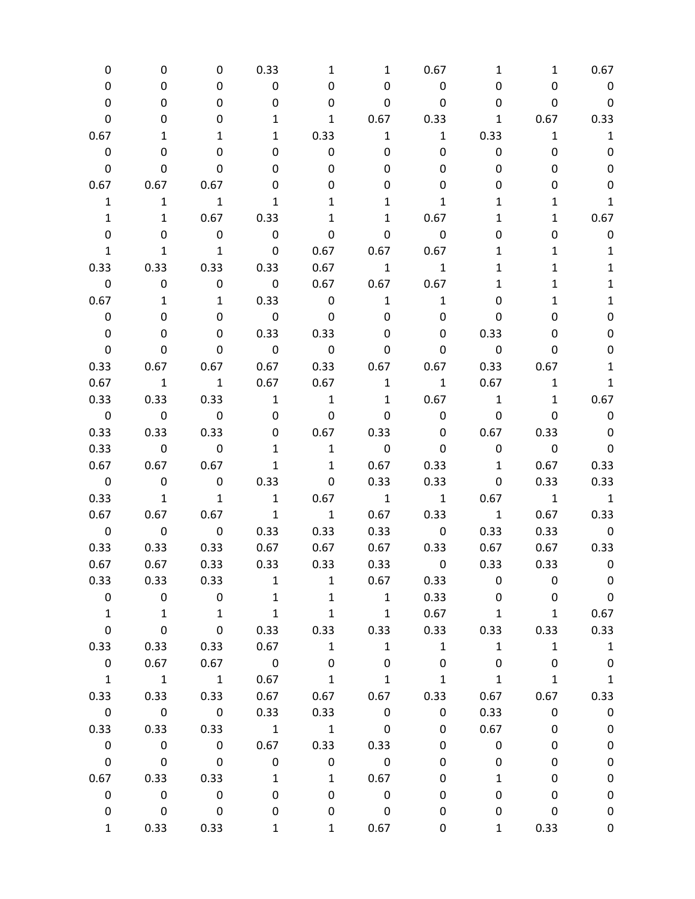| | | | | | | | | | |
|---|---|---|---|---|---|---|---|---|---|
| 0 | 0 | 0 | 0.33 | 1 | 1 | 0.67 | 1 | 1 | 0.67 |
| 0 | 0 | 0 | 0 | 0 | 0 | 0 | 0 | 0 | 0 |
| 0 | 0 | 0 | 0 | 0 | 0 | 0 | 0 | 0 | 0 |
| 0 | 0 | 0 | 1 | 1 | 0.67 | 0.33 | 1 | 0.67 | 0.33 |
| 0.67 | 1 | 1 | 1 | 0.33 | 1 | 1 | 0.33 | 1 | 1 |
| 0 | 0 | 0 | 0 | 0 | 0 | 0 | 0 | 0 | 0 |
| 0 | 0 | 0 | 0 | 0 | 0 | 0 | 0 | 0 | 0 |
| 0.67 | 0.67 | 0.67 | 0 | 0 | 0 | 0 | 0 | 0 | 0 |
| 1 | 1 | 1 | 1 | 1 | 1 | 1 | 1 | 1 | 1 |
| 1 | 1 | 0.67 | 0.33 | 1 | 1 | 0.67 | 1 | 1 | 0.67 |
| 0 | 0 | 0 | 0 | 0 | 0 | 0 | 0 | 0 | 0 |
| 1 | 1 | 1 | 0 | 0.67 | 0.67 | 0.67 | 1 | 1 | 1 |
| 0.33 | 0.33 | 0.33 | 0.33 | 0.67 | 1 | 1 | 1 | 1 | 1 |
| 0 | 0 | 0 | 0 | 0.67 | 0.67 | 0.67 | 1 | 1 | 1 |
| 0.67 | 1 | 1 | 0.33 | 0 | 1 | 1 | 0 | 1 | 1 |
| 0 | 0 | 0 | 0 | 0 | 0 | 0 | 0 | 0 | 0 |
| 0 | 0 | 0 | 0.33 | 0.33 | 0 | 0 | 0.33 | 0 | 0 |
| 0 | 0 | 0 | 0 | 0 | 0 | 0 | 0 | 0 | 0 |
| 0.33 | 0.67 | 0.67 | 0.67 | 0.33 | 0.67 | 0.67 | 0.33 | 0.67 | 1 |
| 0.67 | 1 | 1 | 0.67 | 0.67 | 1 | 1 | 0.67 | 1 | 1 |
| 0.33 | 0.33 | 0.33 | 1 | 1 | 1 | 0.67 | 1 | 1 | 0.67 |
| 0 | 0 | 0 | 0 | 0 | 0 | 0 | 0 | 0 | 0 |
| 0.33 | 0.33 | 0.33 | 0 | 0.67 | 0.33 | 0 | 0.67 | 0.33 | 0 |
| 0.33 | 0 | 0 | 1 | 1 | 0 | 0 | 0 | 0 | 0 |
| 0.67 | 0.67 | 0.67 | 1 | 1 | 0.67 | 0.33 | 1 | 0.67 | 0.33 |
| 0 | 0 | 0 | 0.33 | 0 | 0.33 | 0.33 | 0 | 0.33 | 0.33 |
| 0.33 | 1 | 1 | 1 | 0.67 | 1 | 1 | 0.67 | 1 | 1 |
| 0.67 | 0.67 | 0.67 | 1 | 1 | 0.67 | 0.33 | 1 | 0.67 | 0.33 |
| 0 | 0 | 0 | 0.33 | 0.33 | 0.33 | 0 | 0.33 | 0.33 | 0 |
| 0.33 | 0.33 | 0.33 | 0.67 | 0.67 | 0.67 | 0.33 | 0.67 | 0.67 | 0.33 |
| 0.67 | 0.67 | 0.33 | 0.33 | 0.33 | 0.33 | 0 | 0.33 | 0.33 | 0 |
| 0.33 | 0.33 | 0.33 | 1 | 1 | 0.67 | 0.33 | 0 | 0 | 0 |
| 0 | 0 | 0 | 1 | 1 | 1 | 0.33 | 0 | 0 | 0 |
| 1 | 1 | 1 | 1 | 1 | 1 | 0.67 | 1 | 1 | 0.67 |
| 0 | 0 | 0 | 0.33 | 0.33 | 0.33 | 0.33 | 0.33 | 0.33 | 0.33 |
| 0.33 | 0.33 | 0.33 | 0.67 | 1 | 1 | 1 | 1 | 1 | 1 |
| 0 | 0.67 | 0.67 | 0 | 0 | 0 | 0 | 0 | 0 | 0 |
| 1 | 1 | 1 | 0.67 | 1 | 1 | 1 | 1 | 1 | 1 |
| 0.33 | 0.33 | 0.33 | 0.67 | 0.67 | 0.67 | 0.33 | 0.67 | 0.67 | 0.33 |
| 0 | 0 | 0 | 0.33 | 0.33 | 0 | 0 | 0.33 | 0 | 0 |
| 0.33 | 0.33 | 0.33 | 1 | 1 | 0 | 0 | 0.67 | 0 | 0 |
| 0 | 0 | 0 | 0.67 | 0.33 | 0.33 | 0 | 0 | 0 | 0 |
| 0 | 0 | 0 | 0 | 0 | 0 | 0 | 0 | 0 | 0 |
| 0.67 | 0.33 | 0.33 | 1 | 1 | 0.67 | 0 | 1 | 0 | 0 |
| 0 | 0 | 0 | 0 | 0 | 0 | 0 | 0 | 0 | 0 |
| 0 | 0 | 0 | 0 | 0 | 0 | 0 | 0 | 0 | 0 |
| 1 | 0.33 | 0.33 | 1 | 1 | 0.67 | 0 | 1 | 0.33 | 0 |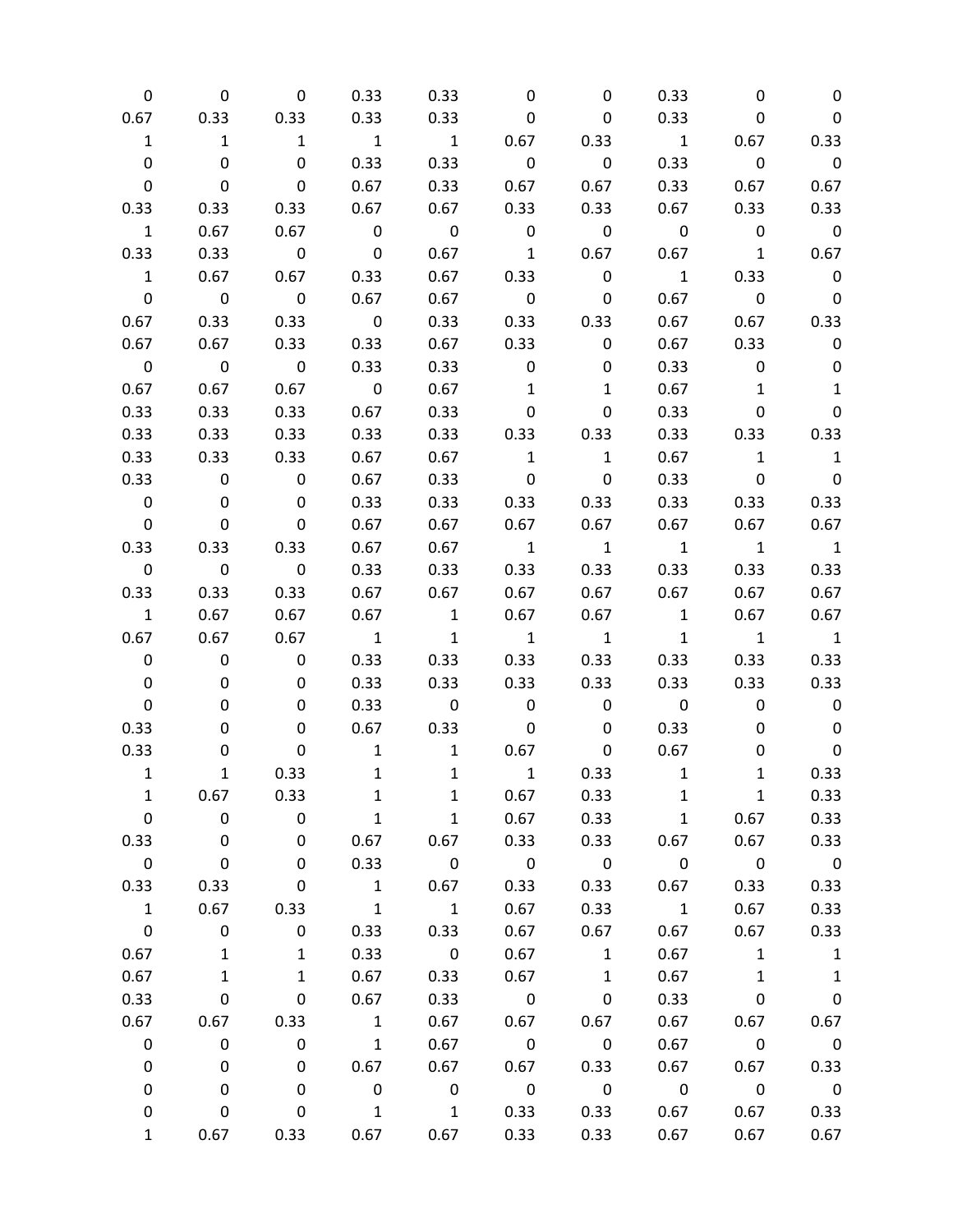| | | | | | | | | | |
|---|---|---|---|---|---|---|---|---|---|
| 0 | 0 | 0 | 0.33 | 0.33 | 0 | 0 | 0.33 | 0 | 0 |
| 0.67 | 0.33 | 0.33 | 0.33 | 0.33 | 0 | 0 | 0.33 | 0 | 0 |
| 1 | 1 | 1 | 1 | 1 | 0.67 | 0.33 | 1 | 0.67 | 0.33 |
| 0 | 0 | 0 | 0.33 | 0.33 | 0 | 0 | 0.33 | 0 | 0 |
| 0 | 0 | 0 | 0.67 | 0.33 | 0.67 | 0.67 | 0.33 | 0.67 | 0.67 |
| 0.33 | 0.33 | 0.33 | 0.67 | 0.67 | 0.33 | 0.33 | 0.67 | 0.33 | 0.33 |
| 1 | 0.67 | 0.67 | 0 | 0 | 0 | 0 | 0 | 0 | 0 |
| 0.33 | 0.33 | 0 | 0 | 0.67 | 1 | 0.67 | 0.67 | 1 | 0.67 |
| 1 | 0.67 | 0.67 | 0.33 | 0.67 | 0.33 | 0 | 1 | 0.33 | 0 |
| 0 | 0 | 0 | 0.67 | 0.67 | 0 | 0 | 0.67 | 0 | 0 |
| 0.67 | 0.33 | 0.33 | 0 | 0.33 | 0.33 | 0.33 | 0.67 | 0.67 | 0.33 |
| 0.67 | 0.67 | 0.33 | 0.33 | 0.67 | 0.33 | 0 | 0.67 | 0.33 | 0 |
| 0 | 0 | 0 | 0.33 | 0.33 | 0 | 0 | 0.33 | 0 | 0 |
| 0.67 | 0.67 | 0.67 | 0 | 0.67 | 1 | 1 | 0.67 | 1 | 1 |
| 0.33 | 0.33 | 0.33 | 0.67 | 0.33 | 0 | 0 | 0.33 | 0 | 0 |
| 0.33 | 0.33 | 0.33 | 0.33 | 0.33 | 0.33 | 0.33 | 0.33 | 0.33 | 0.33 |
| 0.33 | 0.33 | 0.33 | 0.67 | 0.67 | 1 | 1 | 0.67 | 1 | 1 |
| 0.33 | 0 | 0 | 0.67 | 0.33 | 0 | 0 | 0.33 | 0 | 0 |
| 0 | 0 | 0 | 0.33 | 0.33 | 0.33 | 0.33 | 0.33 | 0.33 | 0.33 |
| 0 | 0 | 0 | 0.67 | 0.67 | 0.67 | 0.67 | 0.67 | 0.67 | 0.67 |
| 0.33 | 0.33 | 0.33 | 0.67 | 0.67 | 1 | 1 | 1 | 1 | 1 |
| 0 | 0 | 0 | 0.33 | 0.33 | 0.33 | 0.33 | 0.33 | 0.33 | 0.33 |
| 0.33 | 0.33 | 0.33 | 0.67 | 0.67 | 0.67 | 0.67 | 0.67 | 0.67 | 0.67 |
| 1 | 0.67 | 0.67 | 0.67 | 1 | 0.67 | 0.67 | 1 | 0.67 | 0.67 |
| 0.67 | 0.67 | 0.67 | 1 | 1 | 1 | 1 | 1 | 1 | 1 |
| 0 | 0 | 0 | 0.33 | 0.33 | 0.33 | 0.33 | 0.33 | 0.33 | 0.33 |
| 0 | 0 | 0 | 0.33 | 0.33 | 0.33 | 0.33 | 0.33 | 0.33 | 0.33 |
| 0 | 0 | 0 | 0.33 | 0 | 0 | 0 | 0 | 0 | 0 |
| 0.33 | 0 | 0 | 0.67 | 0.33 | 0 | 0 | 0.33 | 0 | 0 |
| 0.33 | 0 | 0 | 1 | 1 | 0.67 | 0 | 0.67 | 0 | 0 |
| 1 | 1 | 0.33 | 1 | 1 | 1 | 0.33 | 1 | 1 | 0.33 |
| 1 | 0.67 | 0.33 | 1 | 1 | 0.67 | 0.33 | 1 | 1 | 0.33 |
| 0 | 0 | 0 | 1 | 1 | 0.67 | 0.33 | 1 | 0.67 | 0.33 |
| 0.33 | 0 | 0 | 0.67 | 0.67 | 0.33 | 0.33 | 0.67 | 0.67 | 0.33 |
| 0 | 0 | 0 | 0.33 | 0 | 0 | 0 | 0 | 0 | 0 |
| 0.33 | 0.33 | 0 | 1 | 0.67 | 0.33 | 0.33 | 0.67 | 0.33 | 0.33 |
| 1 | 0.67 | 0.33 | 1 | 1 | 0.67 | 0.33 | 1 | 0.67 | 0.33 |
| 0 | 0 | 0 | 0.33 | 0.33 | 0.67 | 0.67 | 0.67 | 0.67 | 0.33 |
| 0.67 | 1 | 1 | 0.33 | 0 | 0.67 | 1 | 0.67 | 1 | 1 |
| 0.67 | 1 | 1 | 0.67 | 0.33 | 0.67 | 1 | 0.67 | 1 | 1 |
| 0.33 | 0 | 0 | 0.67 | 0.33 | 0 | 0 | 0.33 | 0 | 0 |
| 0.67 | 0.67 | 0.33 | 1 | 0.67 | 0.67 | 0.67 | 0.67 | 0.67 | 0.67 |
| 0 | 0 | 0 | 1 | 0.67 | 0 | 0 | 0.67 | 0 | 0 |
| 0 | 0 | 0 | 0.67 | 0.67 | 0.67 | 0.33 | 0.67 | 0.67 | 0.33 |
| 0 | 0 | 0 | 0 | 0 | 0 | 0 | 0 | 0 | 0 |
| 0 | 0 | 0 | 1 | 1 | 0.33 | 0.33 | 0.67 | 0.67 | 0.33 |
| 1 | 0.67 | 0.33 | 0.67 | 0.67 | 0.33 | 0.33 | 0.67 | 0.67 | 0.67 |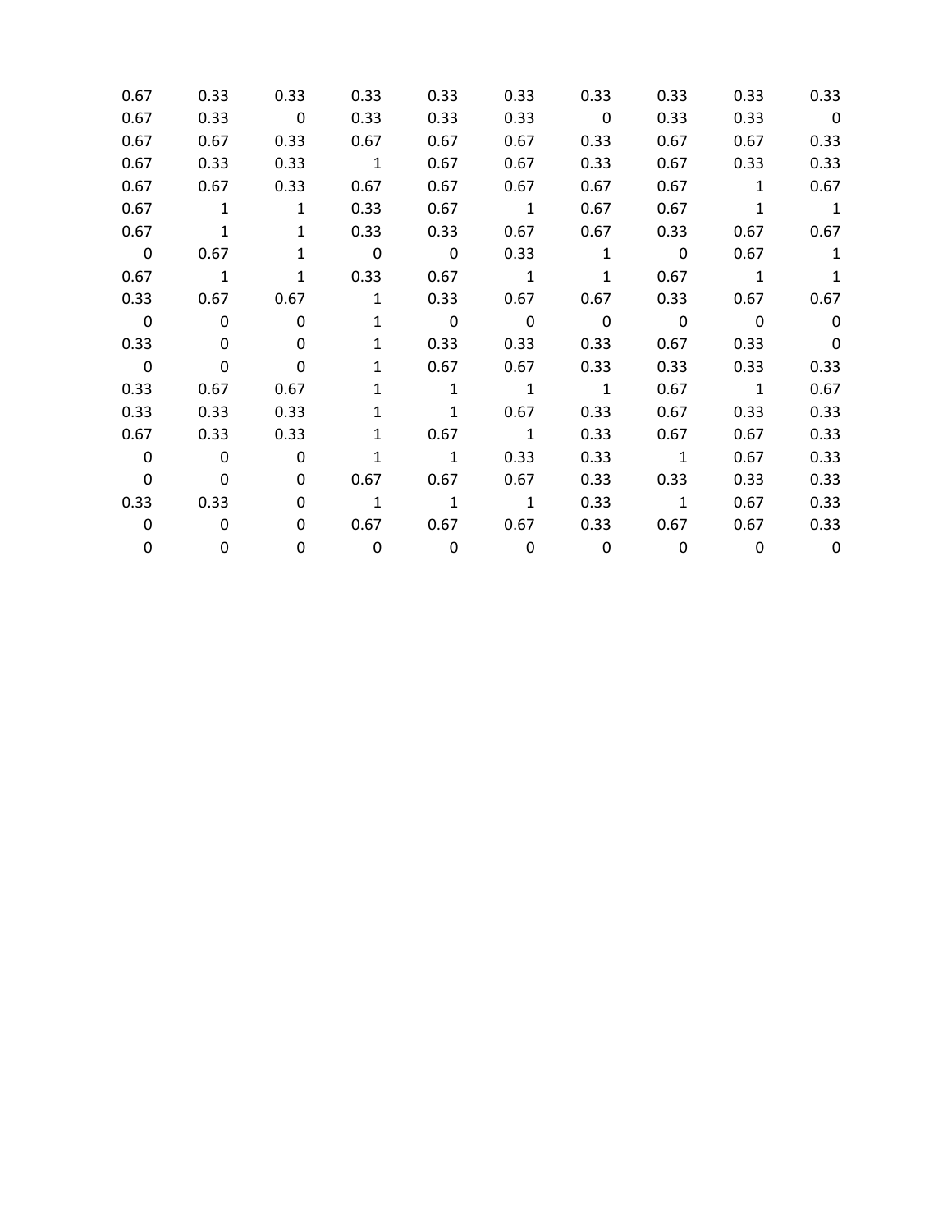| | | | | | | | | | |
|---|---|---|---|---|---|---|---|---|---|
| 0.67 | 0.33 | 0.33 | 0.33 | 0.33 | 0.33 | 0.33 | 0.33 | 0.33 | 0.33 |
| 0.67 | 0.33 | 0 | 0.33 | 0.33 | 0.33 | 0 | 0.33 | 0.33 | 0 |
| 0.67 | 0.67 | 0.33 | 0.67 | 0.67 | 0.67 | 0.33 | 0.67 | 0.67 | 0.33 |
| 0.67 | 0.33 | 0.33 | 1 | 0.67 | 0.67 | 0.33 | 0.67 | 0.33 | 0.33 |
| 0.67 | 0.67 | 0.33 | 0.67 | 0.67 | 0.67 | 0.67 | 0.67 | 1 | 0.67 |
| 0.67 | 1 | 1 | 0.33 | 0.67 | 1 | 0.67 | 0.67 | 1 | 1 |
| 0.67 | 1 | 1 | 0.33 | 0.33 | 0.67 | 0.67 | 0.33 | 0.67 | 0.67 |
| 0 | 0.67 | 1 | 0 | 0 | 0.33 | 1 | 0 | 0.67 | 1 |
| 0.67 | 1 | 1 | 0.33 | 0.67 | 1 | 1 | 0.67 | 1 | 1 |
| 0.33 | 0.67 | 0.67 | 1 | 0.33 | 0.67 | 0.67 | 0.33 | 0.67 | 0.67 |
| 0 | 0 | 0 | 1 | 0 | 0 | 0 | 0 | 0 | 0 |
| 0.33 | 0 | 0 | 1 | 0.33 | 0.33 | 0.33 | 0.67 | 0.33 | 0 |
| 0 | 0 | 0 | 1 | 0.67 | 0.67 | 0.33 | 0.33 | 0.33 | 0.33 |
| 0.33 | 0.67 | 0.67 | 1 | 1 | 1 | 1 | 0.67 | 1 | 0.67 |
| 0.33 | 0.33 | 0.33 | 1 | 1 | 0.67 | 0.33 | 0.67 | 0.33 | 0.33 |
| 0.67 | 0.33 | 0.33 | 1 | 0.67 | 1 | 0.33 | 0.67 | 0.67 | 0.33 |
| 0 | 0 | 0 | 1 | 1 | 0.33 | 0.33 | 1 | 0.67 | 0.33 |
| 0 | 0 | 0 | 0.67 | 0.67 | 0.67 | 0.33 | 0.33 | 0.33 | 0.33 |
| 0.33 | 0.33 | 0 | 1 | 1 | 1 | 0.33 | 1 | 0.67 | 0.33 |
| 0 | 0 | 0 | 0.67 | 0.67 | 0.67 | 0.33 | 0.67 | 0.67 | 0.33 |
| 0 | 0 | 0 | 0 | 0 | 0 | 0 | 0 | 0 | 0 |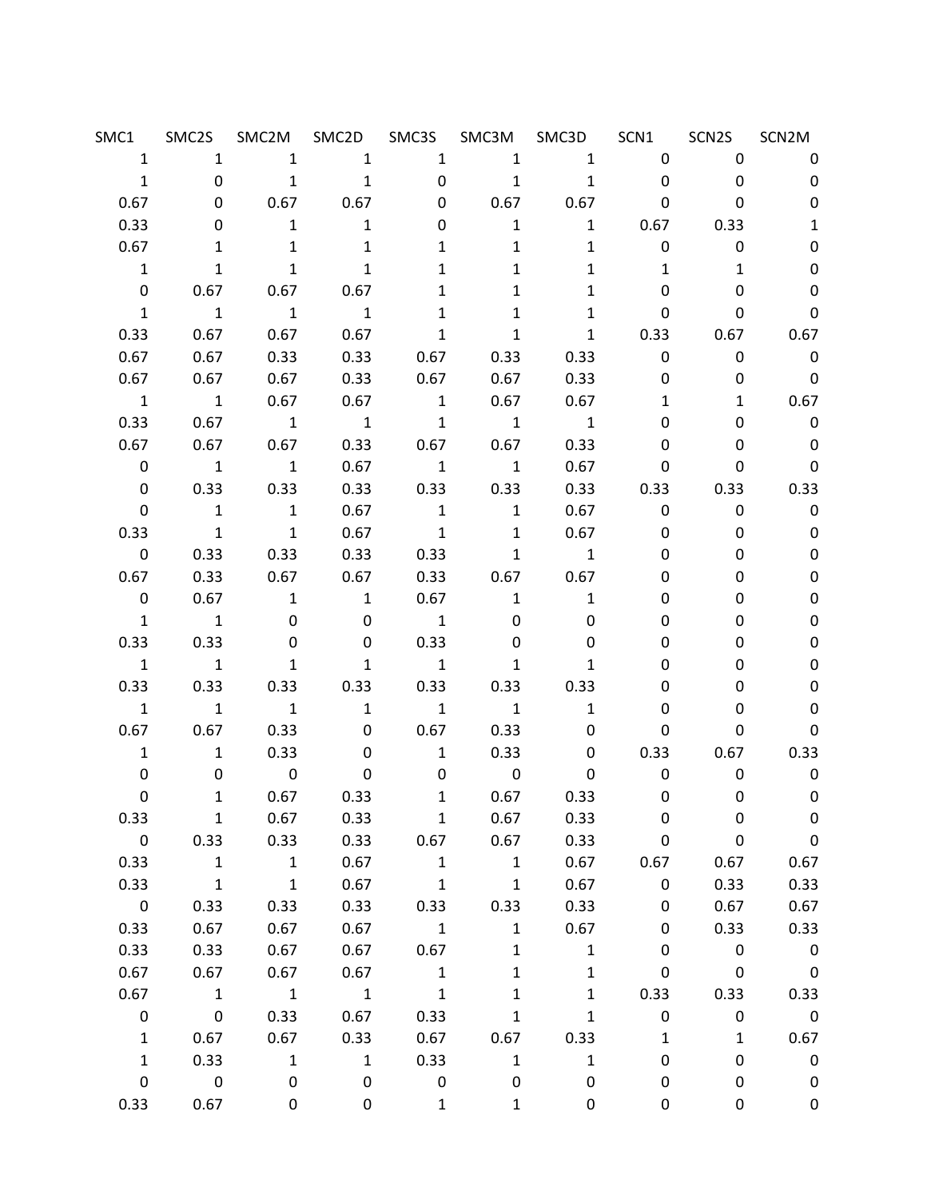| SMC1 | SMC2S | SMC2M | SMC2D | SMC3S | SMC3M | SMC3D | SCN1 | SCN2S | SCN2M |
|---|---|---|---|---|---|---|---|---|---|
| 1 | 1 | 1 | 1 | 1 | 1 | 1 | 0 | 0 | 0 |
| 1 | 0 | 1 | 1 | 0 | 1 | 1 | 0 | 0 | 0 |
| 0.67 | 0 | 0.67 | 0.67 | 0 | 0.67 | 0.67 | 0 | 0 | 0 |
| 0.33 | 0 | 1 | 1 | 0 | 1 | 1 | 0.67 | 0.33 | 1 |
| 0.67 | 1 | 1 | 1 | 1 | 1 | 1 | 0 | 0 | 0 |
| 1 | 1 | 1 | 1 | 1 | 1 | 1 | 1 | 1 | 0 |
| 0 | 0.67 | 0.67 | 0.67 | 1 | 1 | 1 | 0 | 0 | 0 |
| 1 | 1 | 1 | 1 | 1 | 1 | 1 | 0 | 0 | 0 |
| 0.33 | 0.67 | 0.67 | 0.67 | 1 | 1 | 1 | 0.33 | 0.67 | 0.67 |
| 0.67 | 0.67 | 0.33 | 0.33 | 0.67 | 0.33 | 0.33 | 0 | 0 | 0 |
| 0.67 | 0.67 | 0.67 | 0.33 | 0.67 | 0.67 | 0.33 | 0 | 0 | 0 |
| 1 | 1 | 0.67 | 0.67 | 1 | 0.67 | 0.67 | 1 | 1 | 0.67 |
| 0.33 | 0.67 | 1 | 1 | 1 | 1 | 1 | 0 | 0 | 0 |
| 0.67 | 0.67 | 0.67 | 0.33 | 0.67 | 0.67 | 0.33 | 0 | 0 | 0 |
| 0 | 1 | 1 | 0.67 | 1 | 1 | 0.67 | 0 | 0 | 0 |
| 0 | 0.33 | 0.33 | 0.33 | 0.33 | 0.33 | 0.33 | 0.33 | 0.33 | 0.33 |
| 0 | 1 | 1 | 0.67 | 1 | 1 | 0.67 | 0 | 0 | 0 |
| 0.33 | 1 | 1 | 0.67 | 1 | 1 | 0.67 | 0 | 0 | 0 |
| 0 | 0.33 | 0.33 | 0.33 | 0.33 | 1 | 1 | 0 | 0 | 0 |
| 0.67 | 0.33 | 0.67 | 0.67 | 0.33 | 0.67 | 0.67 | 0 | 0 | 0 |
| 0 | 0.67 | 1 | 1 | 0.67 | 1 | 1 | 0 | 0 | 0 |
| 1 | 1 | 0 | 0 | 1 | 0 | 0 | 0 | 0 | 0 |
| 0.33 | 0.33 | 0 | 0 | 0.33 | 0 | 0 | 0 | 0 | 0 |
| 1 | 1 | 1 | 1 | 1 | 1 | 1 | 0 | 0 | 0 |
| 0.33 | 0.33 | 0.33 | 0.33 | 0.33 | 0.33 | 0.33 | 0 | 0 | 0 |
| 1 | 1 | 1 | 1 | 1 | 1 | 1 | 0 | 0 | 0 |
| 0.67 | 0.67 | 0.33 | 0 | 0.67 | 0.33 | 0 | 0 | 0 | 0 |
| 1 | 1 | 0.33 | 0 | 1 | 0.33 | 0 | 0.33 | 0.67 | 0.33 |
| 0 | 0 | 0 | 0 | 0 | 0 | 0 | 0 | 0 | 0 |
| 0 | 1 | 0.67 | 0.33 | 1 | 0.67 | 0.33 | 0 | 0 | 0 |
| 0.33 | 1 | 0.67 | 0.33 | 1 | 0.67 | 0.33 | 0 | 0 | 0 |
| 0 | 0.33 | 0.33 | 0.33 | 0.67 | 0.67 | 0.33 | 0 | 0 | 0 |
| 0.33 | 1 | 1 | 0.67 | 1 | 1 | 0.67 | 0.67 | 0.67 | 0.67 |
| 0.33 | 1 | 1 | 0.67 | 1 | 1 | 0.67 | 0 | 0.33 | 0.33 |
| 0 | 0.33 | 0.33 | 0.33 | 0.33 | 0.33 | 0.33 | 0 | 0.67 | 0.67 |
| 0.33 | 0.67 | 0.67 | 0.67 | 1 | 1 | 0.67 | 0 | 0.33 | 0.33 |
| 0.33 | 0.33 | 0.67 | 0.67 | 0.67 | 1 | 1 | 0 | 0 | 0 |
| 0.67 | 0.67 | 0.67 | 0.67 | 1 | 1 | 1 | 0 | 0 | 0 |
| 0.67 | 1 | 1 | 1 | 1 | 1 | 1 | 0.33 | 0.33 | 0.33 |
| 0 | 0 | 0.33 | 0.67 | 0.33 | 1 | 1 | 0 | 0 | 0 |
| 1 | 0.67 | 0.67 | 0.33 | 0.67 | 0.67 | 0.33 | 1 | 1 | 0.67 |
| 1 | 0.33 | 1 | 1 | 0.33 | 1 | 1 | 0 | 0 | 0 |
| 0 | 0 | 0 | 0 | 0 | 0 | 0 | 0 | 0 | 0 |
| 0.33 | 0.67 | 0 | 0 | 1 | 1 | 0 | 0 | 0 | 0 |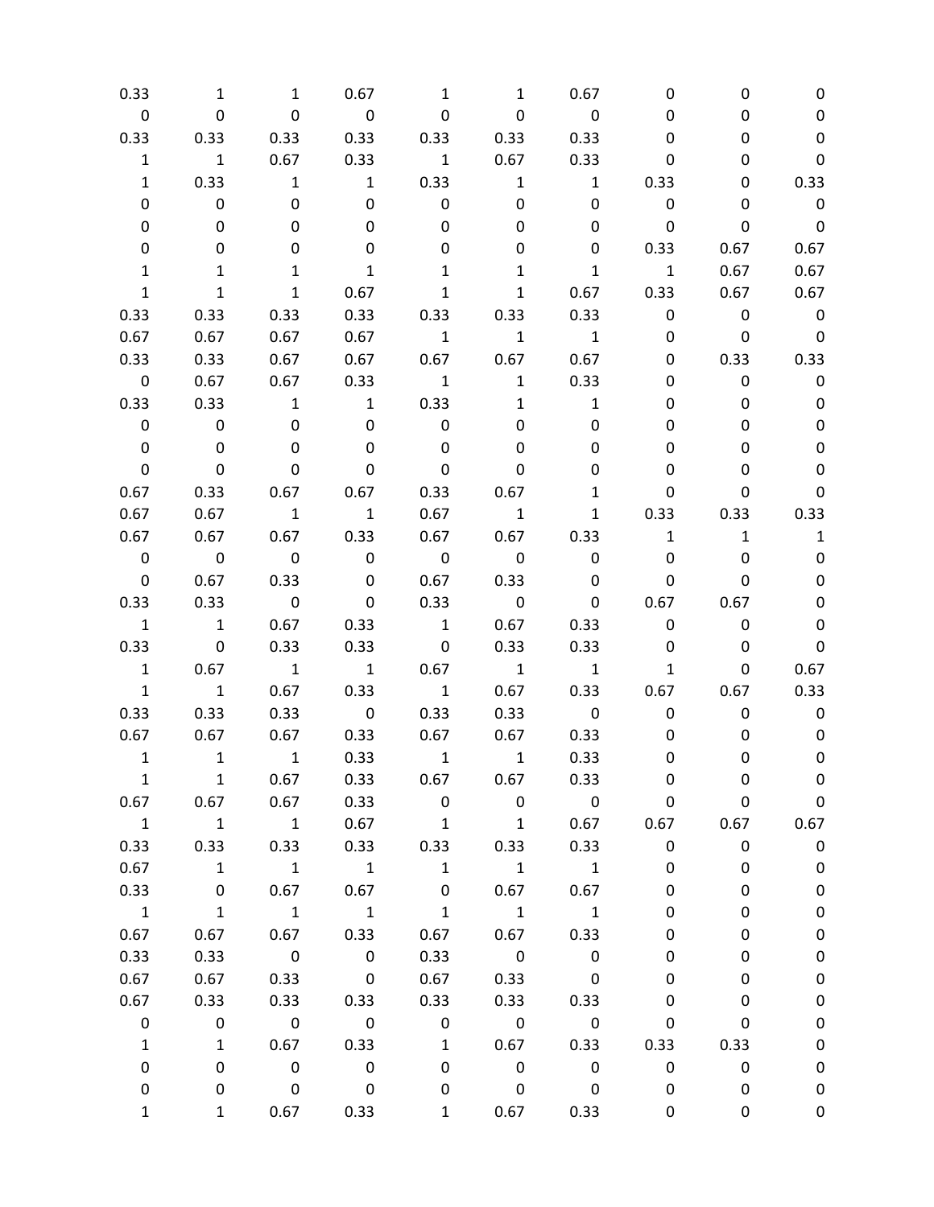| | | | | | | | | | |
|---|---|---|---|---|---|---|---|---|---|
| 0.33 | 1 | 1 | 0.67 | 1 | 1 | 0.67 | 0 | 0 | 0 |
| 0 | 0 | 0 | 0 | 0 | 0 | 0 | 0 | 0 | 0 |
| 0.33 | 0.33 | 0.33 | 0.33 | 0.33 | 0.33 | 0.33 | 0 | 0 | 0 |
| 1 | 1 | 0.67 | 0.33 | 1 | 0.67 | 0.33 | 0 | 0 | 0 |
| 1 | 0.33 | 1 | 1 | 0.33 | 1 | 1 | 0.33 | 0 | 0.33 |
| 0 | 0 | 0 | 0 | 0 | 0 | 0 | 0 | 0 | 0 |
| 0 | 0 | 0 | 0 | 0 | 0 | 0 | 0 | 0 | 0 |
| 0 | 0 | 0 | 0 | 0 | 0 | 0 | 0.33 | 0.67 | 0.67 |
| 1 | 1 | 1 | 1 | 1 | 1 | 1 | 1 | 0.67 | 0.67 |
| 1 | 1 | 1 | 0.67 | 1 | 1 | 0.67 | 0.33 | 0.67 | 0.67 |
| 0.33 | 0.33 | 0.33 | 0.33 | 0.33 | 0.33 | 0.33 | 0 | 0 | 0 |
| 0.67 | 0.67 | 0.67 | 0.67 | 1 | 1 | 1 | 0 | 0 | 0 |
| 0.33 | 0.33 | 0.67 | 0.67 | 0.67 | 0.67 | 0.67 | 0 | 0.33 | 0.33 |
| 0 | 0.67 | 0.67 | 0.33 | 1 | 1 | 0.33 | 0 | 0 | 0 |
| 0.33 | 0.33 | 1 | 1 | 0.33 | 1 | 1 | 0 | 0 | 0 |
| 0 | 0 | 0 | 0 | 0 | 0 | 0 | 0 | 0 | 0 |
| 0 | 0 | 0 | 0 | 0 | 0 | 0 | 0 | 0 | 0 |
| 0 | 0 | 0 | 0 | 0 | 0 | 0 | 0 | 0 | 0 |
| 0.67 | 0.33 | 0.67 | 0.67 | 0.33 | 0.67 | 1 | 0 | 0 | 0 |
| 0.67 | 0.67 | 1 | 1 | 0.67 | 1 | 1 | 0.33 | 0.33 | 0.33 |
| 0.67 | 0.67 | 0.67 | 0.33 | 0.67 | 0.67 | 0.33 | 1 | 1 | 1 |
| 0 | 0 | 0 | 0 | 0 | 0 | 0 | 0 | 0 | 0 |
| 0 | 0.67 | 0.33 | 0 | 0.67 | 0.33 | 0 | 0 | 0 | 0 |
| 0.33 | 0.33 | 0 | 0 | 0.33 | 0 | 0 | 0.67 | 0.67 | 0 |
| 1 | 1 | 0.67 | 0.33 | 1 | 0.67 | 0.33 | 0 | 0 | 0 |
| 0.33 | 0 | 0.33 | 0.33 | 0 | 0.33 | 0.33 | 0 | 0 | 0 |
| 1 | 0.67 | 1 | 1 | 0.67 | 1 | 1 | 1 | 0 | 0.67 |
| 1 | 1 | 0.67 | 0.33 | 1 | 0.67 | 0.33 | 0.67 | 0.67 | 0.33 |
| 0.33 | 0.33 | 0.33 | 0 | 0.33 | 0.33 | 0 | 0 | 0 | 0 |
| 0.67 | 0.67 | 0.67 | 0.33 | 0.67 | 0.67 | 0.33 | 0 | 0 | 0 |
| 1 | 1 | 1 | 0.33 | 1 | 1 | 0.33 | 0 | 0 | 0 |
| 1 | 1 | 0.67 | 0.33 | 0.67 | 0.67 | 0.33 | 0 | 0 | 0 |
| 0.67 | 0.67 | 0.67 | 0.33 | 0 | 0 | 0 | 0 | 0 | 0 |
| 1 | 1 | 1 | 0.67 | 1 | 1 | 0.67 | 0.67 | 0.67 | 0.67 |
| 0.33 | 0.33 | 0.33 | 0.33 | 0.33 | 0.33 | 0.33 | 0 | 0 | 0 |
| 0.67 | 1 | 1 | 1 | 1 | 1 | 1 | 0 | 0 | 0 |
| 0.33 | 0 | 0.67 | 0.67 | 0 | 0.67 | 0.67 | 0 | 0 | 0 |
| 1 | 1 | 1 | 1 | 1 | 1 | 1 | 0 | 0 | 0 |
| 0.67 | 0.67 | 0.67 | 0.33 | 0.67 | 0.67 | 0.33 | 0 | 0 | 0 |
| 0.33 | 0.33 | 0 | 0 | 0.33 | 0 | 0 | 0 | 0 | 0 |
| 0.67 | 0.67 | 0.33 | 0 | 0.67 | 0.33 | 0 | 0 | 0 | 0 |
| 0.67 | 0.33 | 0.33 | 0.33 | 0.33 | 0.33 | 0.33 | 0 | 0 | 0 |
| 0 | 0 | 0 | 0 | 0 | 0 | 0 | 0 | 0 | 0 |
| 1 | 1 | 0.67 | 0.33 | 1 | 0.67 | 0.33 | 0.33 | 0.33 | 0 |
| 0 | 0 | 0 | 0 | 0 | 0 | 0 | 0 | 0 | 0 |
| 0 | 0 | 0 | 0 | 0 | 0 | 0 | 0 | 0 | 0 |
| 1 | 1 | 0.67 | 0.33 | 1 | 0.67 | 0.33 | 0 | 0 | 0 |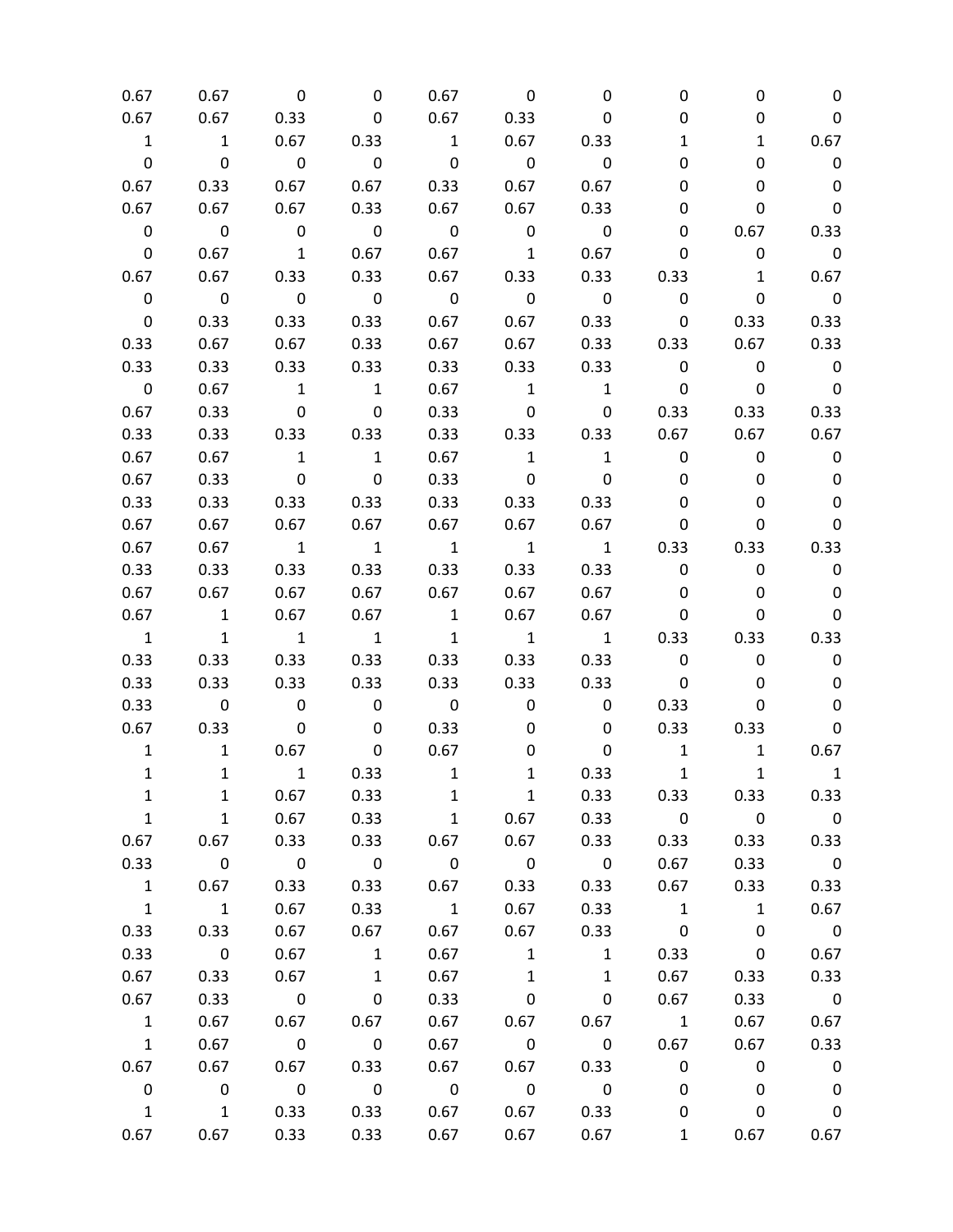| | | | | | | | | | |
|---|---|---|---|---|---|---|---|---|---|
| 0.67 | 0.67 | 0 | 0 | 0.67 | 0 | 0 | 0 | 0 | 0 |
| 0.67 | 0.67 | 0.33 | 0 | 0.67 | 0.33 | 0 | 0 | 0 | 0 |
| 1 | 1 | 0.67 | 0.33 | 1 | 0.67 | 0.33 | 1 | 1 | 0.67 |
| 0 | 0 | 0 | 0 | 0 | 0 | 0 | 0 | 0 | 0 |
| 0.67 | 0.33 | 0.67 | 0.67 | 0.33 | 0.67 | 0.67 | 0 | 0 | 0 |
| 0.67 | 0.67 | 0.67 | 0.33 | 0.67 | 0.67 | 0.33 | 0 | 0 | 0 |
| 0 | 0 | 0 | 0 | 0 | 0 | 0 | 0 | 0.67 | 0.33 |
| 0 | 0.67 | 1 | 0.67 | 0.67 | 1 | 0.67 | 0 | 0 | 0 |
| 0.67 | 0.67 | 0.33 | 0.33 | 0.67 | 0.33 | 0.33 | 0.33 | 1 | 0.67 |
| 0 | 0 | 0 | 0 | 0 | 0 | 0 | 0 | 0 | 0 |
| 0 | 0.33 | 0.33 | 0.33 | 0.67 | 0.67 | 0.33 | 0 | 0.33 | 0.33 |
| 0.33 | 0.67 | 0.67 | 0.33 | 0.67 | 0.67 | 0.33 | 0.33 | 0.67 | 0.33 |
| 0.33 | 0.33 | 0.33 | 0.33 | 0.33 | 0.33 | 0.33 | 0 | 0 | 0 |
| 0 | 0.67 | 1 | 1 | 0.67 | 1 | 1 | 0 | 0 | 0 |
| 0.67 | 0.33 | 0 | 0 | 0.33 | 0 | 0 | 0.33 | 0.33 | 0.33 |
| 0.33 | 0.33 | 0.33 | 0.33 | 0.33 | 0.33 | 0.33 | 0.67 | 0.67 | 0.67 |
| 0.67 | 0.67 | 1 | 1 | 0.67 | 1 | 1 | 0 | 0 | 0 |
| 0.67 | 0.33 | 0 | 0 | 0.33 | 0 | 0 | 0 | 0 | 0 |
| 0.33 | 0.33 | 0.33 | 0.33 | 0.33 | 0.33 | 0.33 | 0 | 0 | 0 |
| 0.67 | 0.67 | 0.67 | 0.67 | 0.67 | 0.67 | 0.67 | 0 | 0 | 0 |
| 0.67 | 0.67 | 1 | 1 | 1 | 1 | 1 | 0.33 | 0.33 | 0.33 |
| 0.33 | 0.33 | 0.33 | 0.33 | 0.33 | 0.33 | 0.33 | 0 | 0 | 0 |
| 0.67 | 0.67 | 0.67 | 0.67 | 0.67 | 0.67 | 0.67 | 0 | 0 | 0 |
| 0.67 | 1 | 0.67 | 0.67 | 1 | 0.67 | 0.67 | 0 | 0 | 0 |
| 1 | 1 | 1 | 1 | 1 | 1 | 1 | 0.33 | 0.33 | 0.33 |
| 0.33 | 0.33 | 0.33 | 0.33 | 0.33 | 0.33 | 0.33 | 0 | 0 | 0 |
| 0.33 | 0.33 | 0.33 | 0.33 | 0.33 | 0.33 | 0.33 | 0 | 0 | 0 |
| 0.33 | 0 | 0 | 0 | 0 | 0 | 0 | 0.33 | 0 | 0 |
| 0.67 | 0.33 | 0 | 0 | 0.33 | 0 | 0 | 0.33 | 0.33 | 0 |
| 1 | 1 | 0.67 | 0 | 0.67 | 0 | 0 | 1 | 1 | 0.67 |
| 1 | 1 | 1 | 0.33 | 1 | 1 | 0.33 | 1 | 1 | 1 |
| 1 | 1 | 0.67 | 0.33 | 1 | 1 | 0.33 | 0.33 | 0.33 | 0.33 |
| 1 | 1 | 0.67 | 0.33 | 1 | 0.67 | 0.33 | 0 | 0 | 0 |
| 0.67 | 0.67 | 0.33 | 0.33 | 0.67 | 0.67 | 0.33 | 0.33 | 0.33 | 0.33 |
| 0.33 | 0 | 0 | 0 | 0 | 0 | 0 | 0.67 | 0.33 | 0 |
| 1 | 0.67 | 0.33 | 0.33 | 0.67 | 0.33 | 0.33 | 0.67 | 0.33 | 0.33 |
| 1 | 1 | 0.67 | 0.33 | 1 | 0.67 | 0.33 | 1 | 1 | 0.67 |
| 0.33 | 0.33 | 0.67 | 0.67 | 0.67 | 0.67 | 0.33 | 0 | 0 | 0 |
| 0.33 | 0 | 0.67 | 1 | 0.67 | 1 | 1 | 0.33 | 0 | 0.67 |
| 0.67 | 0.33 | 0.67 | 1 | 0.67 | 1 | 1 | 0.67 | 0.33 | 0.33 |
| 0.67 | 0.33 | 0 | 0 | 0.33 | 0 | 0 | 0.67 | 0.33 | 0 |
| 1 | 0.67 | 0.67 | 0.67 | 0.67 | 0.67 | 0.67 | 1 | 0.67 | 0.67 |
| 1 | 0.67 | 0 | 0 | 0.67 | 0 | 0 | 0.67 | 0.67 | 0.33 |
| 0.67 | 0.67 | 0.67 | 0.33 | 0.67 | 0.67 | 0.33 | 0 | 0 | 0 |
| 0 | 0 | 0 | 0 | 0 | 0 | 0 | 0 | 0 | 0 |
| 1 | 1 | 0.33 | 0.33 | 0.67 | 0.67 | 0.33 | 0 | 0 | 0 |
| 0.67 | 0.67 | 0.33 | 0.33 | 0.67 | 0.67 | 0.67 | 1 | 0.67 | 0.67 |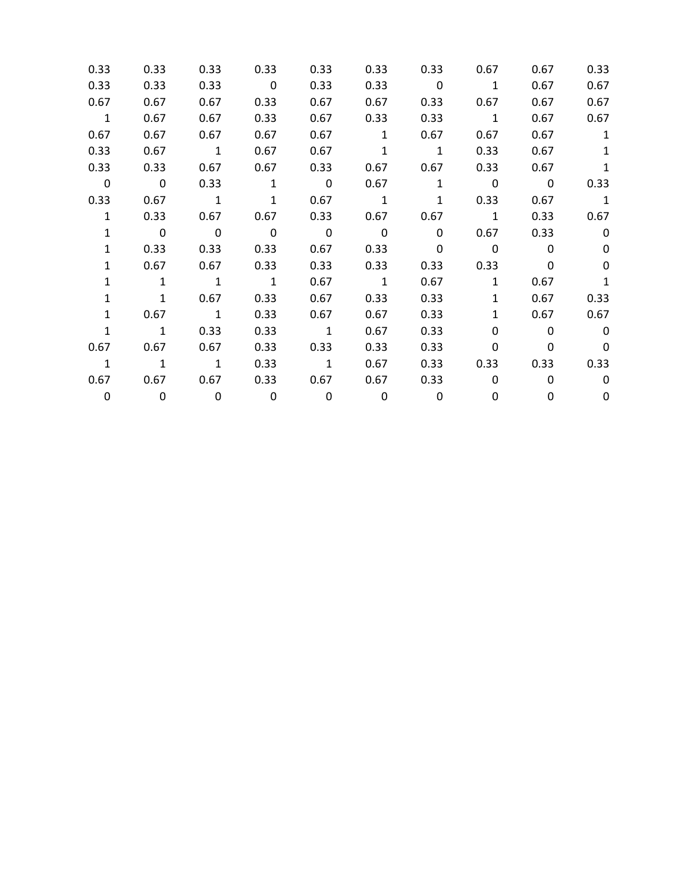| | | | | | | | | | |
|---|---|---|---|---|---|---|---|---|---|
| 0.33 | 0.33 | 0.33 | 0.33 | 0.33 | 0.33 | 0.33 | 0.67 | 0.67 | 0.33 |
| 0.33 | 0.33 | 0.33 | 0 | 0.33 | 0.33 | 0 | 1 | 0.67 | 0.67 |
| 0.67 | 0.67 | 0.67 | 0.33 | 0.67 | 0.67 | 0.33 | 0.67 | 0.67 | 0.67 |
| 1 | 0.67 | 0.67 | 0.33 | 0.67 | 0.33 | 0.33 | 1 | 0.67 | 0.67 |
| 0.67 | 0.67 | 0.67 | 0.67 | 0.67 | 1 | 0.67 | 0.67 | 0.67 | 1 |
| 0.33 | 0.67 | 1 | 0.67 | 0.67 | 1 | 1 | 0.33 | 0.67 | 1 |
| 0.33 | 0.33 | 0.67 | 0.67 | 0.33 | 0.67 | 0.67 | 0.33 | 0.67 | 1 |
| 0 | 0 | 0.33 | 1 | 0 | 0.67 | 1 | 0 | 0 | 0.33 |
| 0.33 | 0.67 | 1 | 1 | 0.67 | 1 | 1 | 0.33 | 0.67 | 1 |
| 1 | 0.33 | 0.67 | 0.67 | 0.33 | 0.67 | 0.67 | 1 | 0.33 | 0.67 |
| 1 | 0 | 0 | 0 | 0 | 0 | 0 | 0.67 | 0.33 | 0 |
| 1 | 0.33 | 0.33 | 0.33 | 0.67 | 0.33 | 0 | 0 | 0 | 0 |
| 1 | 0.67 | 0.67 | 0.33 | 0.33 | 0.33 | 0.33 | 0.33 | 0 | 0 |
| 1 | 1 | 1 | 1 | 0.67 | 1 | 0.67 | 1 | 0.67 | 1 |
| 1 | 1 | 0.67 | 0.33 | 0.67 | 0.33 | 0.33 | 1 | 0.67 | 0.33 |
| 1 | 0.67 | 1 | 0.33 | 0.67 | 0.67 | 0.33 | 1 | 0.67 | 0.67 |
| 1 | 1 | 0.33 | 0.33 | 1 | 0.67 | 0.33 | 0 | 0 | 0 |
| 0.67 | 0.67 | 0.67 | 0.33 | 0.33 | 0.33 | 0.33 | 0 | 0 | 0 |
| 1 | 1 | 1 | 0.33 | 1 | 0.67 | 0.33 | 0.33 | 0.33 | 0.33 |
| 0.67 | 0.67 | 0.67 | 0.33 | 0.67 | 0.67 | 0.33 | 0 | 0 | 0 |
| 0 | 0 | 0 | 0 | 0 | 0 | 0 | 0 | 0 | 0 |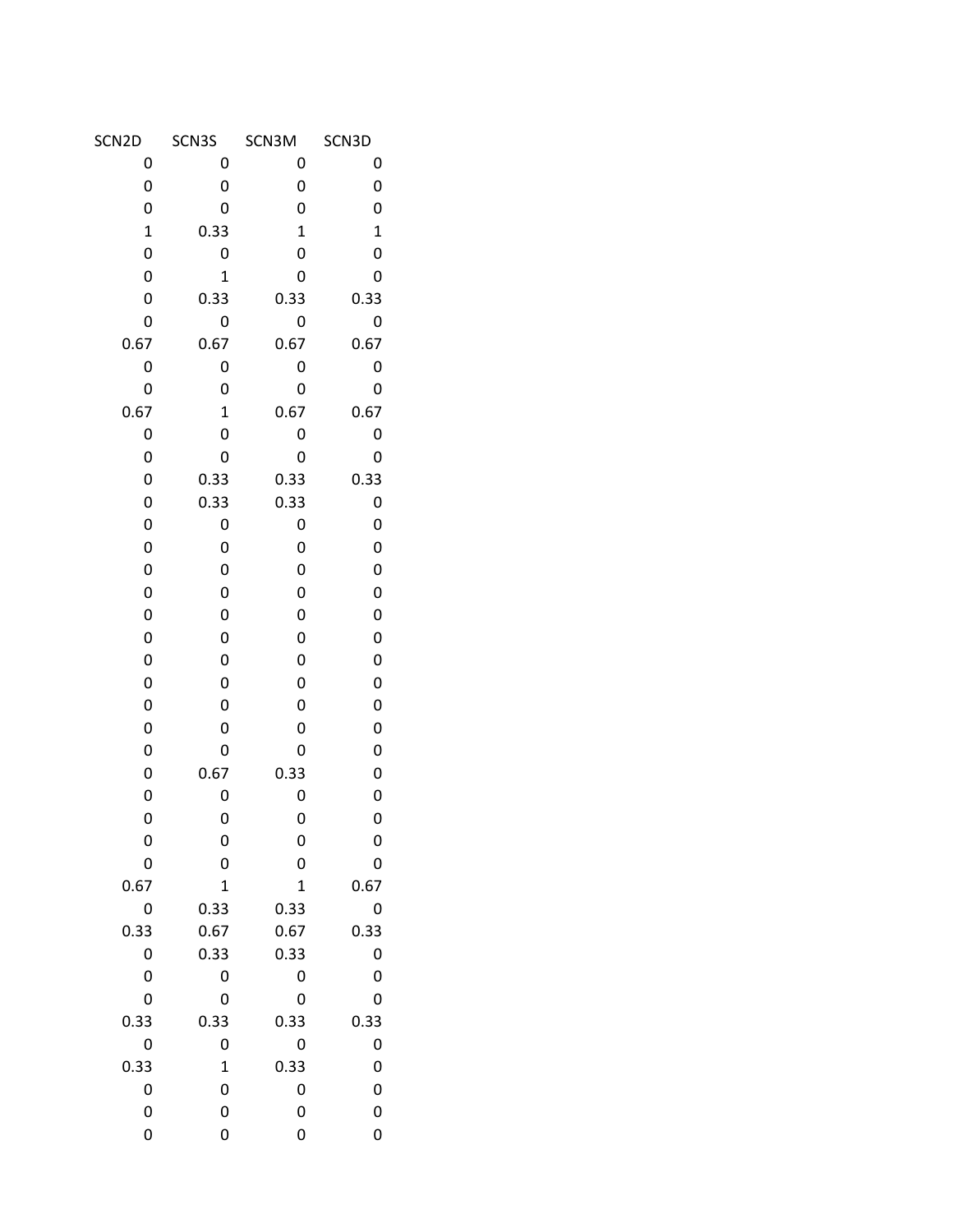| SCN2D | SCN3S | SCN3M | SCN3D |
|---|---|---|---|
| 0 | 0 | 0 | 0 |
| 0 | 0 | 0 | 0 |
| 0 | 0 | 0 | 0 |
| 1 | 0.33 | 1 | 1 |
| 0 | 0 | 0 | 0 |
| 0 | 1 | 0 | 0 |
| 0 | 0.33 | 0.33 | 0.33 |
| 0 | 0 | 0 | 0 |
| 0.67 | 0.67 | 0.67 | 0.67 |
| 0 | 0 | 0 | 0 |
| 0 | 0 | 0 | 0 |
| 0.67 | 1 | 0.67 | 0.67 |
| 0 | 0 | 0 | 0 |
| 0 | 0 | 0 | 0 |
| 0 | 0.33 | 0.33 | 0.33 |
| 0 | 0.33 | 0.33 | 0 |
| 0 | 0 | 0 | 0 |
| 0 | 0 | 0 | 0 |
| 0 | 0 | 0 | 0 |
| 0 | 0 | 0 | 0 |
| 0 | 0 | 0 | 0 |
| 0 | 0 | 0 | 0 |
| 0 | 0 | 0 | 0 |
| 0 | 0 | 0 | 0 |
| 0 | 0 | 0 | 0 |
| 0 | 0 | 0 | 0 |
| 0 | 0 | 0 | 0 |
| 0 | 0.67 | 0.33 | 0 |
| 0 | 0 | 0 | 0 |
| 0 | 0 | 0 | 0 |
| 0 | 0 | 0 | 0 |
| 0 | 0 | 0 | 0 |
| 0.67 | 1 | 1 | 0.67 |
| 0 | 0.33 | 0.33 | 0 |
| 0.33 | 0.67 | 0.67 | 0.33 |
| 0 | 0.33 | 0.33 | 0 |
| 0 | 0 | 0 | 0 |
| 0 | 0 | 0 | 0 |
| 0.33 | 0.33 | 0.33 | 0.33 |
| 0 | 0 | 0 | 0 |
| 0.33 | 1 | 0.33 | 0 |
| 0 | 0 | 0 | 0 |
| 0 | 0 | 0 | 0 |
| 0 | 0 | 0 | 0 |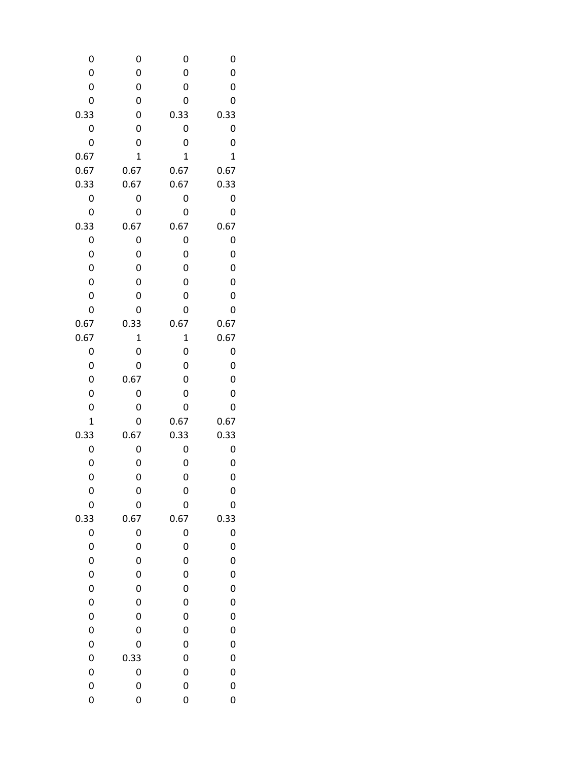| | | | |
|---|---|---|---|
| 0 | 0 | 0 | 0 |
| 0 | 0 | 0 | 0 |
| 0 | 0 | 0 | 0 |
| 0 | 0 | 0 | 0 |
| 0.33 | 0 | 0.33 | 0.33 |
| 0 | 0 | 0 | 0 |
| 0 | 0 | 0 | 0 |
| 0.67 | 1 | 1 | 1 |
| 0.67 | 0.67 | 0.67 | 0.67 |
| 0.33 | 0.67 | 0.67 | 0.33 |
| 0 | 0 | 0 | 0 |
| 0 | 0 | 0 | 0 |
| 0.33 | 0.67 | 0.67 | 0.67 |
| 0 | 0 | 0 | 0 |
| 0 | 0 | 0 | 0 |
| 0 | 0 | 0 | 0 |
| 0 | 0 | 0 | 0 |
| 0 | 0 | 0 | 0 |
| 0 | 0 | 0 | 0 |
| 0.67 | 0.33 | 0.67 | 0.67 |
| 0.67 | 1 | 1 | 0.67 |
| 0 | 0 | 0 | 0 |
| 0 | 0 | 0 | 0 |
| 0 | 0.67 | 0 | 0 |
| 0 | 0 | 0 | 0 |
| 0 | 0 | 0 | 0 |
| 1 | 0 | 0.67 | 0.67 |
| 0.33 | 0.67 | 0.33 | 0.33 |
| 0 | 0 | 0 | 0 |
| 0 | 0 | 0 | 0 |
| 0 | 0 | 0 | 0 |
| 0 | 0 | 0 | 0 |
| 0 | 0 | 0 | 0 |
| 0.33 | 0.67 | 0.67 | 0.33 |
| 0 | 0 | 0 | 0 |
| 0 | 0 | 0 | 0 |
| 0 | 0 | 0 | 0 |
| 0 | 0 | 0 | 0 |
| 0 | 0 | 0 | 0 |
| 0 | 0 | 0 | 0 |
| 0 | 0 | 0 | 0 |
| 0 | 0 | 0 | 0 |
| 0 | 0 | 0 | 0 |
| 0 | 0.33 | 0 | 0 |
| 0 | 0 | 0 | 0 |
| 0 | 0 | 0 | 0 |
| 0 | 0 | 0 | 0 |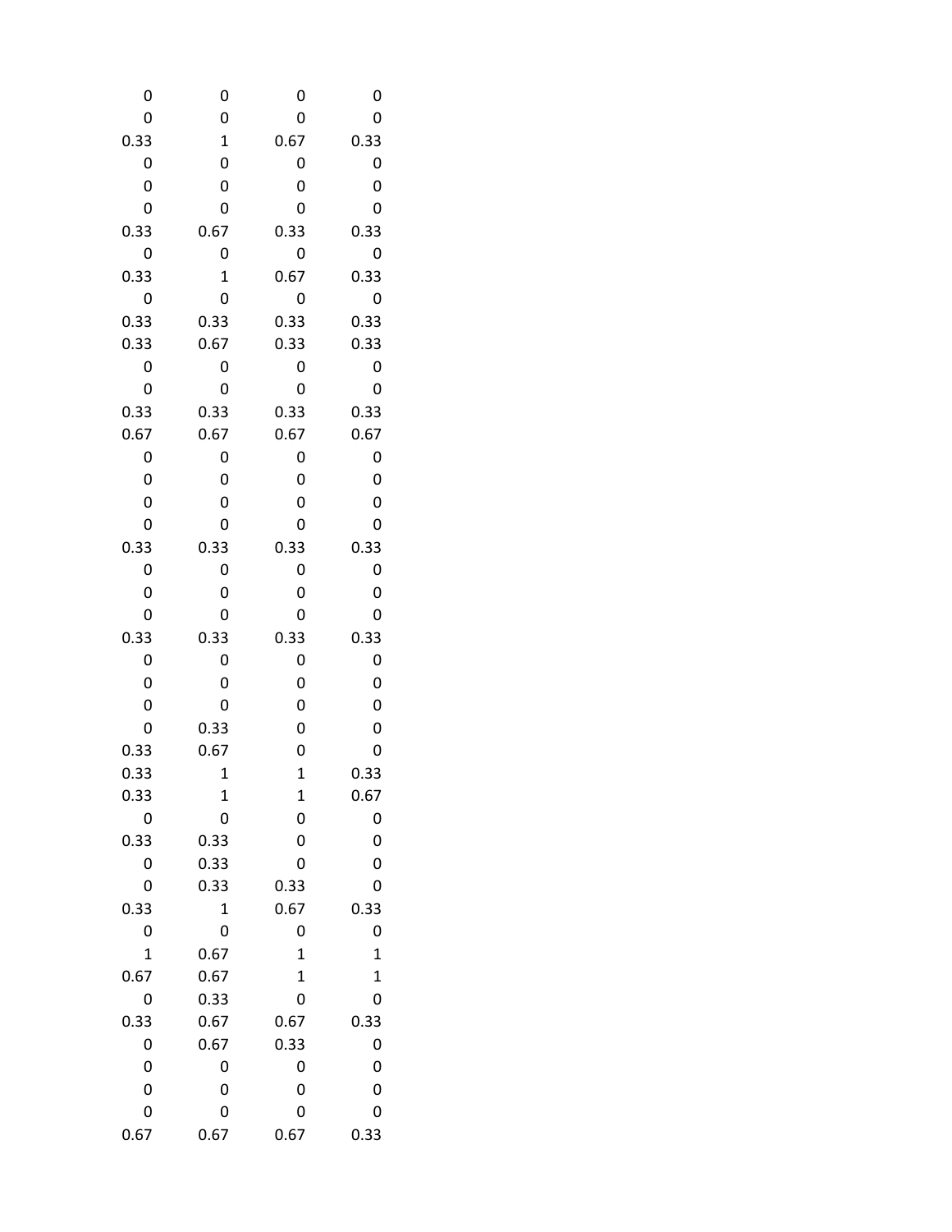| | | | |
|---|---|---|---|
| 0 | 0 | 0 | 0 |
| 0 | 0 | 0 | 0 |
| 0.33 | 1 | 0.67 | 0.33 |
| 0 | 0 | 0 | 0 |
| 0 | 0 | 0 | 0 |
| 0 | 0 | 0 | 0 |
| 0.33 | 0.67 | 0.33 | 0.33 |
| 0 | 0 | 0 | 0 |
| 0.33 | 1 | 0.67 | 0.33 |
| 0 | 0 | 0 | 0 |
| 0.33 | 0.33 | 0.33 | 0.33 |
| 0.33 | 0.67 | 0.33 | 0.33 |
| 0 | 0 | 0 | 0 |
| 0 | 0 | 0 | 0 |
| 0.33 | 0.33 | 0.33 | 0.33 |
| 0.67 | 0.67 | 0.67 | 0.67 |
| 0 | 0 | 0 | 0 |
| 0 | 0 | 0 | 0 |
| 0 | 0 | 0 | 0 |
| 0 | 0 | 0 | 0 |
| 0.33 | 0.33 | 0.33 | 0.33 |
| 0 | 0 | 0 | 0 |
| 0 | 0 | 0 | 0 |
| 0 | 0 | 0 | 0 |
| 0.33 | 0.33 | 0.33 | 0.33 |
| 0 | 0 | 0 | 0 |
| 0 | 0 | 0 | 0 |
| 0 | 0 | 0 | 0 |
| 0 | 0.33 | 0 | 0 |
| 0.33 | 0.67 | 0 | 0 |
| 0.33 | 1 | 1 | 0.33 |
| 0.33 | 1 | 1 | 0.67 |
| 0 | 0 | 0 | 0 |
| 0.33 | 0.33 | 0 | 0 |
| 0 | 0.33 | 0 | 0 |
| 0 | 0.33 | 0.33 | 0 |
| 0.33 | 1 | 0.67 | 0.33 |
| 0 | 0 | 0 | 0 |
| 1 | 0.67 | 1 | 1 |
| 0.67 | 0.67 | 1 | 1 |
| 0 | 0.33 | 0 | 0 |
| 0.33 | 0.67 | 0.67 | 0.33 |
| 0 | 0.67 | 0.33 | 0 |
| 0 | 0 | 0 | 0 |
| 0 | 0 | 0 | 0 |
| 0 | 0 | 0 | 0 |
| 0.67 | 0.67 | 0.67 | 0.33 |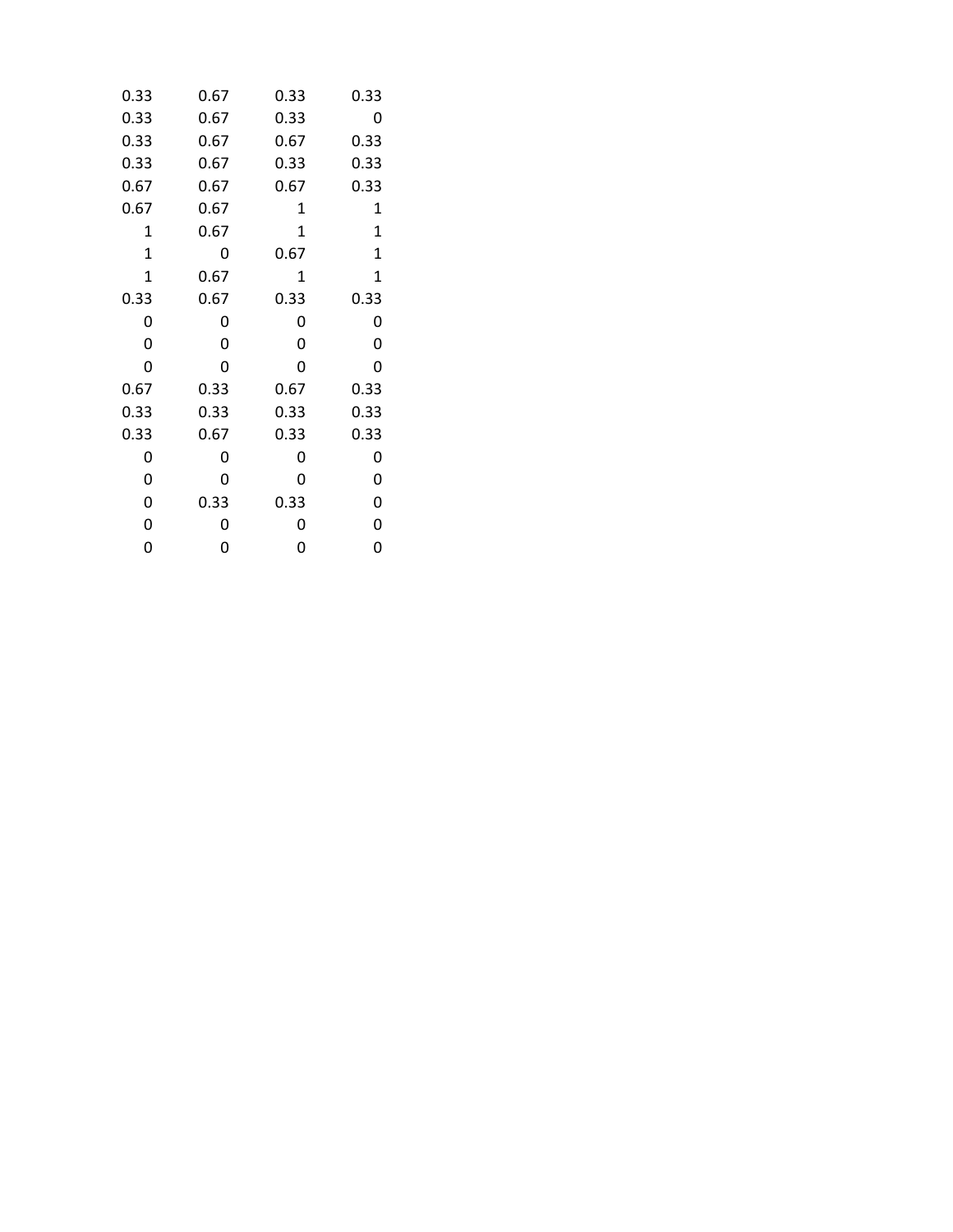| | | | |
|---|---|---|---|
| 0.33 | 0.67 | 0.33 | 0.33 |
| 0.33 | 0.67 | 0.33 | 0 |
| 0.33 | 0.67 | 0.67 | 0.33 |
| 0.33 | 0.67 | 0.33 | 0.33 |
| 0.67 | 0.67 | 0.67 | 0.33 |
| 0.67 | 0.67 | 1 | 1 |
| 1 | 0.67 | 1 | 1 |
| 1 | 0 | 0.67 | 1 |
| 1 | 0.67 | 1 | 1 |
| 0.33 | 0.67 | 0.33 | 0.33 |
| 0 | 0 | 0 | 0 |
| 0 | 0 | 0 | 0 |
| 0 | 0 | 0 | 0 |
| 0.67 | 0.33 | 0.67 | 0.33 |
| 0.33 | 0.33 | 0.33 | 0.33 |
| 0.33 | 0.67 | 0.33 | 0.33 |
| 0 | 0 | 0 | 0 |
| 0 | 0 | 0 | 0 |
| 0 | 0.33 | 0.33 | 0 |
| 0 | 0 | 0 | 0 |
| 0 | 0 | 0 | 0 |